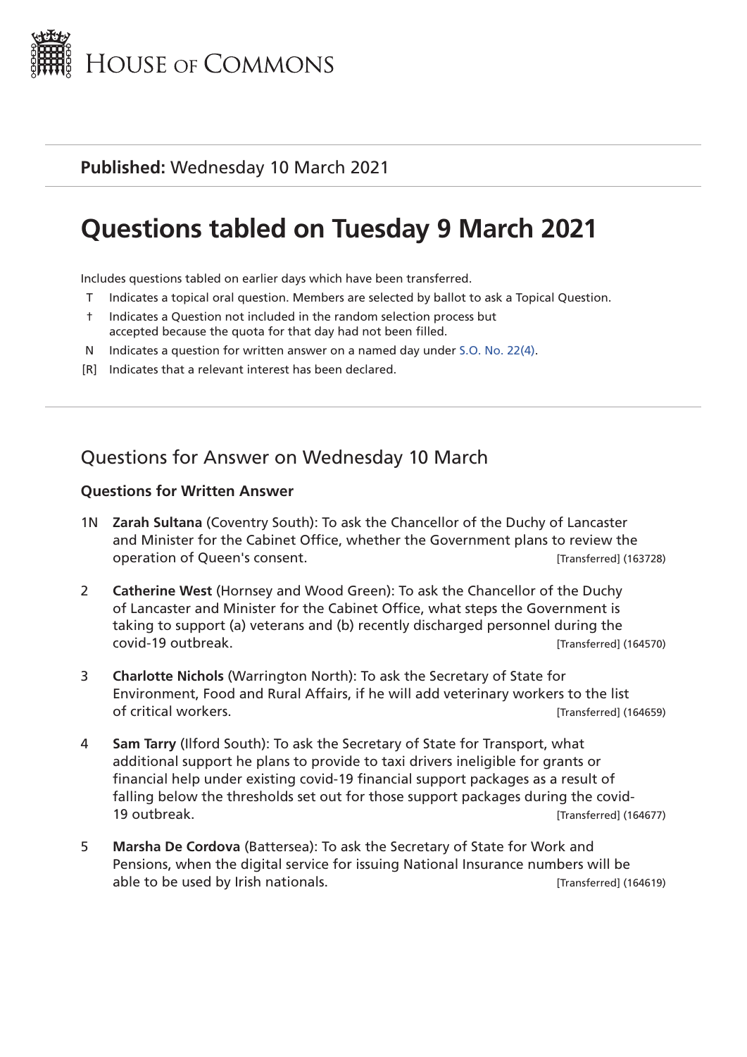House of Commons

**Published:** Wednesday 10 March 2021

# Questions tabled on Tuesday 9 March 2021

Includes questions tabled on earlier days which have been transferred.

- T Indicates a topical oral question. Members are selected by ballot to ask a Topical Question.
- † Indicates a Question not included in the random selection process but accepted because the quota for that day had not been filled.
- N Indicates a question for written answer on a named day under S.O. No. 22(4).
- [R] Indicates that a relevant interest has been declared.

## Questions for Answer on Wednesday 10 March

### Questions for Written Answer

1N **Zarah Sultana** (Coventry South): To ask the Chancellor of the Duchy of Lancaster and Minister for the Cabinet Office, whether the Government plans to review the operation of Queen's consent. [Transferred] (163728)

2 **Catherine West** (Hornsey and Wood Green): To ask the Chancellor of the Duchy of Lancaster and Minister for the Cabinet Office, what steps the Government is taking to support (a) veterans and (b) recently discharged personnel during the covid-19 outbreak. [Transferred] (164570)

3 **Charlotte Nichols** (Warrington North): To ask the Secretary of State for Environment, Food and Rural Affairs, if he will add veterinary workers to the list of critical workers. [Transferred] (164659)

4 **Sam Tarry** (Ilford South): To ask the Secretary of State for Transport, what additional support he plans to provide to taxi drivers ineligible for grants or financial help under existing covid-19 financial support packages as a result of falling below the thresholds set out for those support packages during the covid-19 outbreak. [Transferred] (164677)

5 **Marsha De Cordova** (Battersea): To ask the Secretary of State for Work and Pensions, when the digital service for issuing National Insurance numbers will be able to be used by Irish nationals. [Transferred] (164619)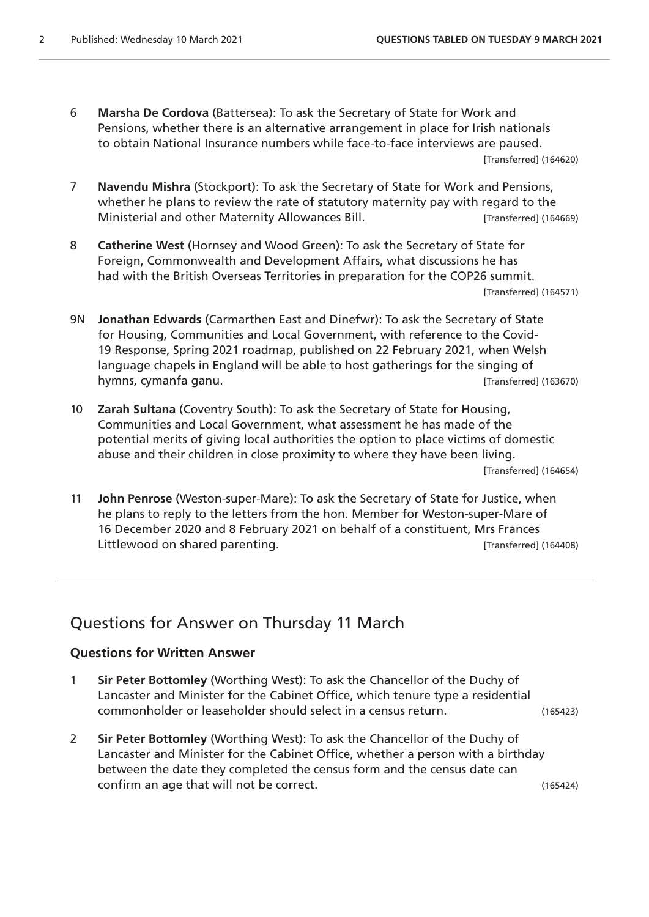6 **Marsha De Cordova** (Battersea): To ask the Secretary of State for Work and Pensions, whether there is an alternative arrangement in place for Irish nationals to obtain National Insurance numbers while face-to-face interviews are paused. [Transferred] (164620)

7 **Navendu Mishra** (Stockport): To ask the Secretary of State for Work and Pensions, whether he plans to review the rate of statutory maternity pay with regard to the Ministerial and other Maternity Allowances Bill. [Transferred] (164669)

8 **Catherine West** (Hornsey and Wood Green): To ask the Secretary of State for Foreign, Commonwealth and Development Affairs, what discussions he has had with the British Overseas Territories in preparation for the COP26 summit. [Transferred] (164571)

9N **Jonathan Edwards** (Carmarthen East and Dinefwr): To ask the Secretary of State for Housing, Communities and Local Government, with reference to the Covid-19 Response, Spring 2021 roadmap, published on 22 February 2021, when Welsh language chapels in England will be able to host gatherings for the singing of hymns, cymanfa ganu. [Transferred] (163670)

10 **Zarah Sultana** (Coventry South): To ask the Secretary of State for Housing, Communities and Local Government, what assessment he has made of the potential merits of giving local authorities the option to place victims of domestic abuse and their children in close proximity to where they have been living. [Transferred] (164654)

11 **John Penrose** (Weston-super-Mare): To ask the Secretary of State for Justice, when he plans to reply to the letters from the hon. Member for Weston-super-Mare of 16 December 2020 and 8 February 2021 on behalf of a constituent, Mrs Frances Littlewood on shared parenting. [Transferred] (164408)

## Questions for Answer on Thursday 11 March

### Questions for Written Answer

1 **Sir Peter Bottomley** (Worthing West): To ask the Chancellor of the Duchy of Lancaster and Minister for the Cabinet Office, which tenure type a residential commonholder or leaseholder should select in a census return. (165423)

2 **Sir Peter Bottomley** (Worthing West): To ask the Chancellor of the Duchy of Lancaster and Minister for the Cabinet Office, whether a person with a birthday between the date they completed the census form and the census date can confirm an age that will not be correct. (165424)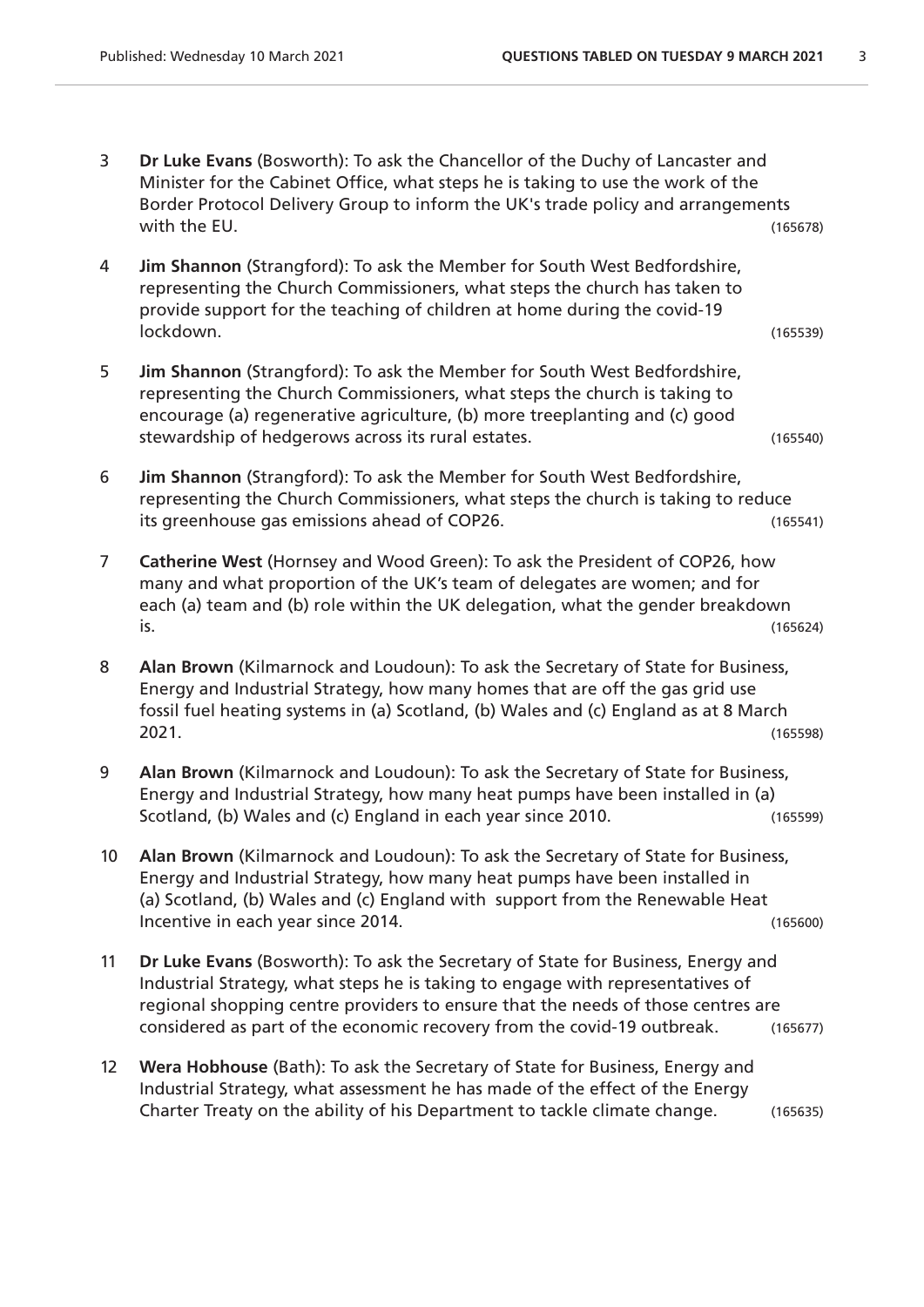3 **Dr Luke Evans** (Bosworth): To ask the Chancellor of the Duchy of Lancaster and Minister for the Cabinet Office, what steps he is taking to use the work of the Border Protocol Delivery Group to inform the UK's trade policy and arrangements with the EU. (165678)

4 **Jim Shannon** (Strangford): To ask the Member for South West Bedfordshire, representing the Church Commissioners, what steps the church has taken to provide support for the teaching of children at home during the covid-19 lockdown. (165539)

5 **Jim Shannon** (Strangford): To ask the Member for South West Bedfordshire, representing the Church Commissioners, what steps the church is taking to encourage (a) regenerative agriculture, (b) more treeplanting and (c) good stewardship of hedgerows across its rural estates. (165540)

6 **Jim Shannon** (Strangford): To ask the Member for South West Bedfordshire, representing the Church Commissioners, what steps the church is taking to reduce its greenhouse gas emissions ahead of COP26. (165541)

7 **Catherine West** (Hornsey and Wood Green): To ask the President of COP26, how many and what proportion of the UK's team of delegates are women; and for each (a) team and (b) role within the UK delegation, what the gender breakdown is. (165624)

8 **Alan Brown** (Kilmarnock and Loudoun): To ask the Secretary of State for Business, Energy and Industrial Strategy, how many homes that are off the gas grid use fossil fuel heating systems in (a) Scotland, (b) Wales and (c) England as at 8 March 2021. (165598)

9 **Alan Brown** (Kilmarnock and Loudoun): To ask the Secretary of State for Business, Energy and Industrial Strategy, how many heat pumps have been installed in (a) Scotland, (b) Wales and (c) England in each year since 2010. (165599)

10 **Alan Brown** (Kilmarnock and Loudoun): To ask the Secretary of State for Business, Energy and Industrial Strategy, how many heat pumps have been installed in (a) Scotland, (b) Wales and (c) England with support from the Renewable Heat Incentive in each year since 2014. (165600)

11 **Dr Luke Evans** (Bosworth): To ask the Secretary of State for Business, Energy and Industrial Strategy, what steps he is taking to engage with representatives of regional shopping centre providers to ensure that the needs of those centres are considered as part of the economic recovery from the covid-19 outbreak. (165677)

12 **Wera Hobhouse** (Bath): To ask the Secretary of State for Business, Energy and Industrial Strategy, what assessment he has made of the effect of the Energy Charter Treaty on the ability of his Department to tackle climate change. (165635)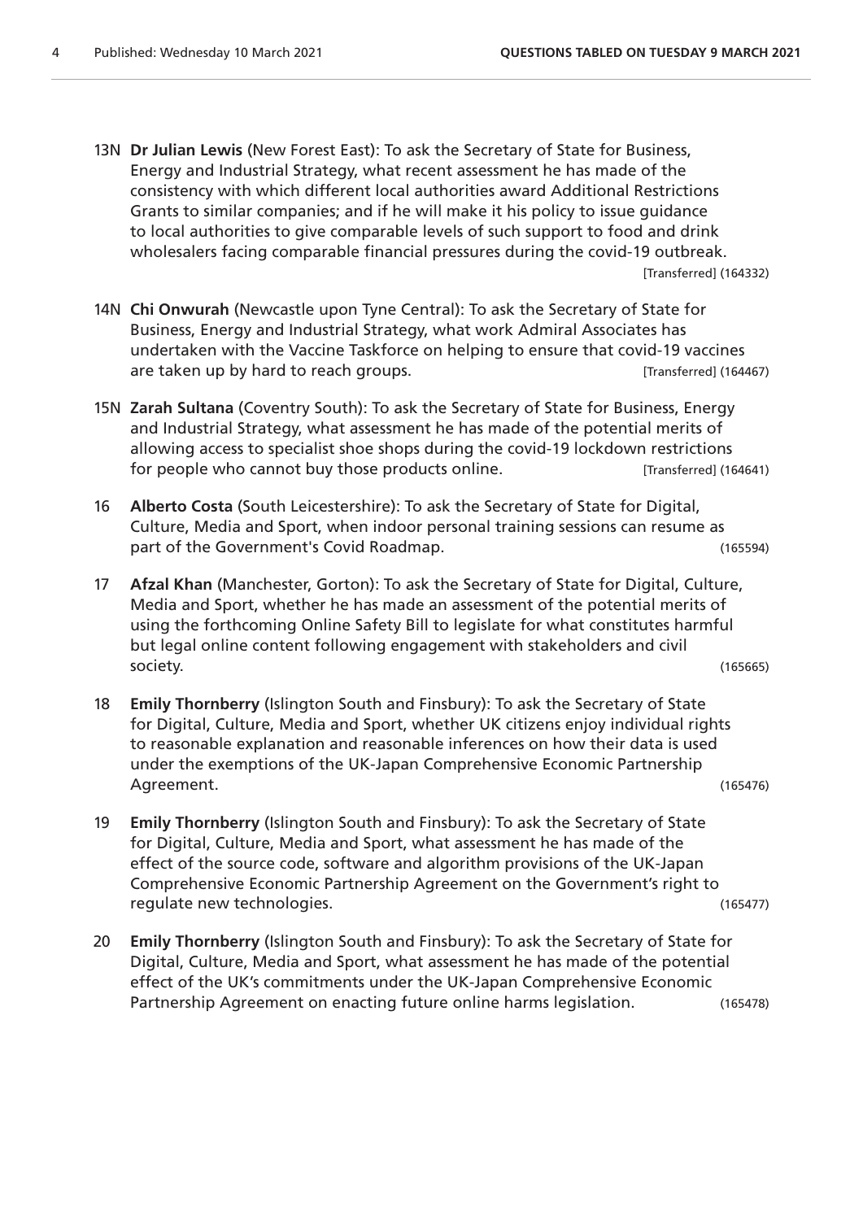13N **Dr Julian Lewis** (New Forest East): To ask the Secretary of State for Business, Energy and Industrial Strategy, what recent assessment he has made of the consistency with which different local authorities award Additional Restrictions Grants to similar companies; and if he will make it his policy to issue guidance to local authorities to give comparable levels of such support to food and drink wholesalers facing comparable financial pressures during the covid-19 outbreak. [Transferred] (164332)

14N **Chi Onwurah** (Newcastle upon Tyne Central): To ask the Secretary of State for Business, Energy and Industrial Strategy, what work Admiral Associates has undertaken with the Vaccine Taskforce on helping to ensure that covid-19 vaccines are taken up by hard to reach groups. [Transferred] (164467)

15N **Zarah Sultana** (Coventry South): To ask the Secretary of State for Business, Energy and Industrial Strategy, what assessment he has made of the potential merits of allowing access to specialist shoe shops during the covid-19 lockdown restrictions for people who cannot buy those products online. [Transferred] (164641)

16 **Alberto Costa** (South Leicestershire): To ask the Secretary of State for Digital, Culture, Media and Sport, when indoor personal training sessions can resume as part of the Government's Covid Roadmap. (165594)

17 **Afzal Khan** (Manchester, Gorton): To ask the Secretary of State for Digital, Culture, Media and Sport, whether he has made an assessment of the potential merits of using the forthcoming Online Safety Bill to legislate for what constitutes harmful but legal online content following engagement with stakeholders and civil society. (165665)

18 **Emily Thornberry** (Islington South and Finsbury): To ask the Secretary of State for Digital, Culture, Media and Sport, whether UK citizens enjoy individual rights to reasonable explanation and reasonable inferences on how their data is used under the exemptions of the UK-Japan Comprehensive Economic Partnership Agreement. (165476)

19 **Emily Thornberry** (Islington South and Finsbury): To ask the Secretary of State for Digital, Culture, Media and Sport, what assessment he has made of the effect of the source code, software and algorithm provisions of the UK-Japan Comprehensive Economic Partnership Agreement on the Government's right to regulate new technologies. (165477)

20 **Emily Thornberry** (Islington South and Finsbury): To ask the Secretary of State for Digital, Culture, Media and Sport, what assessment he has made of the potential effect of the UK's commitments under the UK-Japan Comprehensive Economic Partnership Agreement on enacting future online harms legislation. (165478)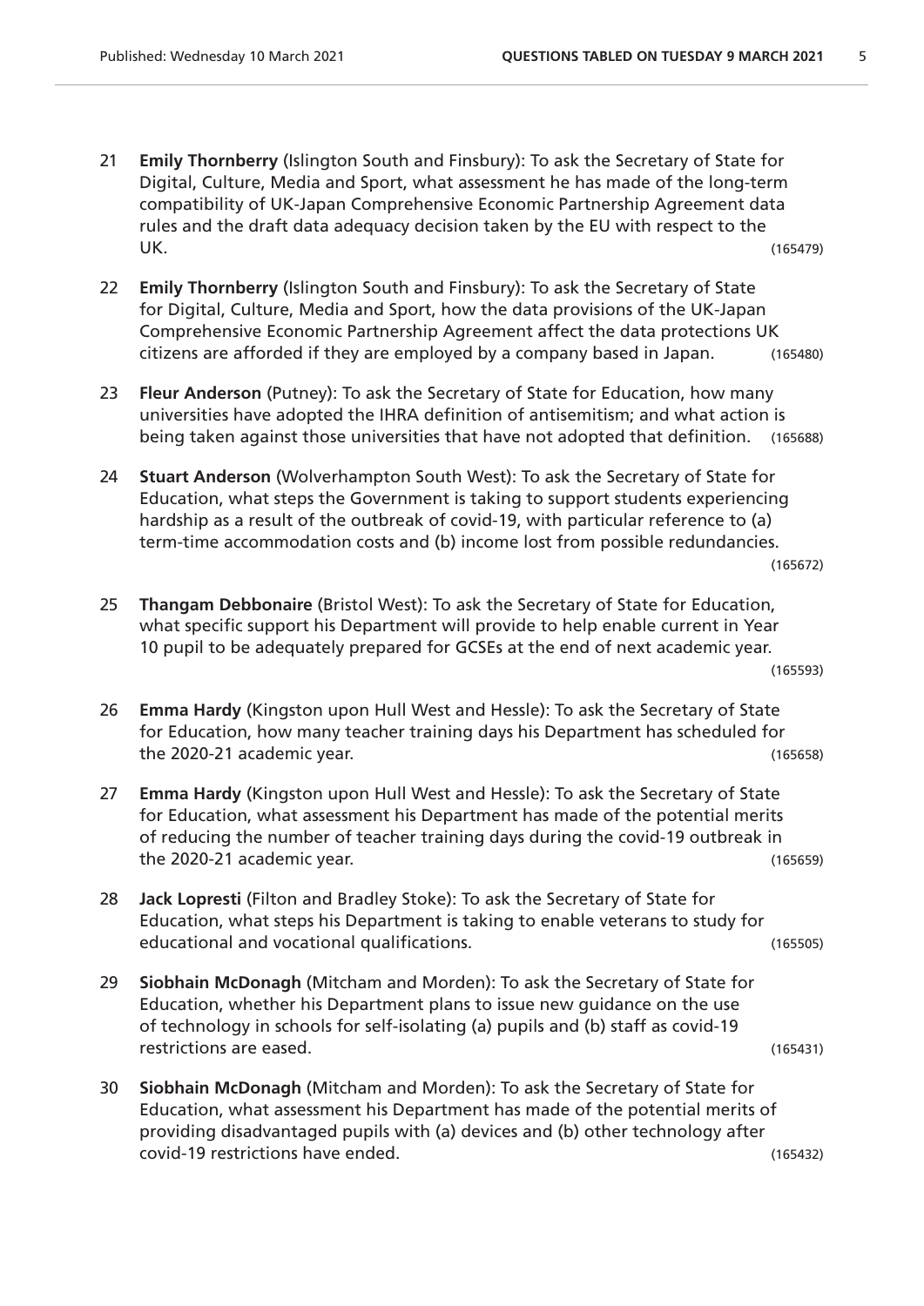21 **Emily Thornberry** (Islington South and Finsbury): To ask the Secretary of State for Digital, Culture, Media and Sport, what assessment he has made of the long-term compatibility of UK-Japan Comprehensive Economic Partnership Agreement data rules and the draft data adequacy decision taken by the EU with respect to the UK. (165479)

22 **Emily Thornberry** (Islington South and Finsbury): To ask the Secretary of State for Digital, Culture, Media and Sport, how the data provisions of the UK-Japan Comprehensive Economic Partnership Agreement affect the data protections UK citizens are afforded if they are employed by a company based in Japan. (165480)

23 **Fleur Anderson** (Putney): To ask the Secretary of State for Education, how many universities have adopted the IHRA definition of antisemitism; and what action is being taken against those universities that have not adopted that definition. (165688)

24 **Stuart Anderson** (Wolverhampton South West): To ask the Secretary of State for Education, what steps the Government is taking to support students experiencing hardship as a result of the outbreak of covid-19, with particular reference to (a) term-time accommodation costs and (b) income lost from possible redundancies. (165672)

25 **Thangam Debbonaire** (Bristol West): To ask the Secretary of State for Education, what specific support his Department will provide to help enable current in Year 10 pupil to be adequately prepared for GCSEs at the end of next academic year. (165593)

26 **Emma Hardy** (Kingston upon Hull West and Hessle): To ask the Secretary of State for Education, how many teacher training days his Department has scheduled for the 2020-21 academic year. (165658)

27 **Emma Hardy** (Kingston upon Hull West and Hessle): To ask the Secretary of State for Education, what assessment his Department has made of the potential merits of reducing the number of teacher training days during the covid-19 outbreak in the 2020-21 academic year. (165659)

28 **Jack Lopresti** (Filton and Bradley Stoke): To ask the Secretary of State for Education, what steps his Department is taking to enable veterans to study for educational and vocational qualifications. (165505)

29 **Siobhain McDonagh** (Mitcham and Morden): To ask the Secretary of State for Education, whether his Department plans to issue new guidance on the use of technology in schools for self-isolating (a) pupils and (b) staff as covid-19 restrictions are eased. (165431)

30 **Siobhain McDonagh** (Mitcham and Morden): To ask the Secretary of State for Education, what assessment his Department has made of the potential merits of providing disadvantaged pupils with (a) devices and (b) other technology after covid-19 restrictions have ended. (165432)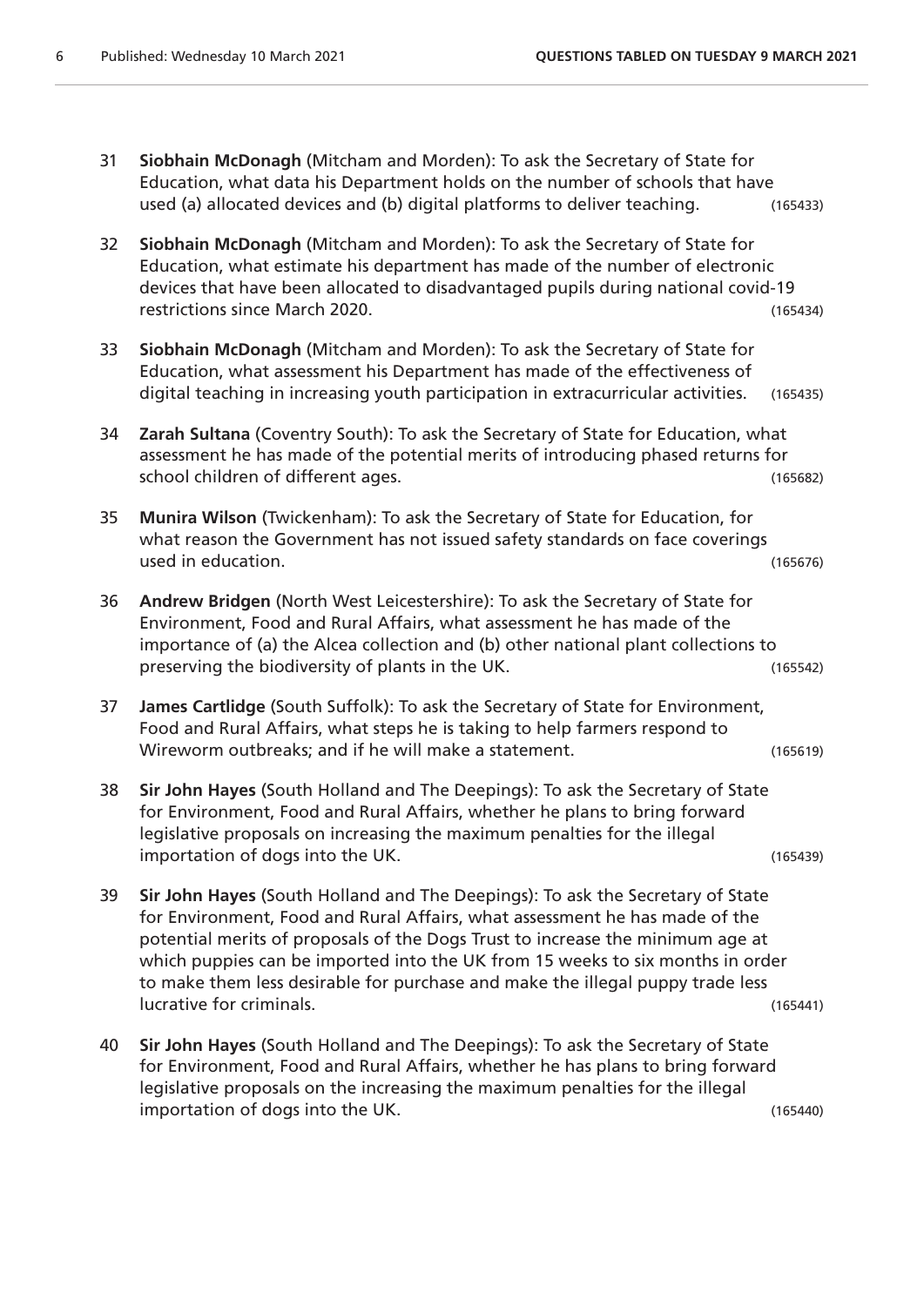31 **Siobhain McDonagh** (Mitcham and Morden): To ask the Secretary of State for Education, what data his Department holds on the number of schools that have used (a) allocated devices and (b) digital platforms to deliver teaching. (165433)

32 **Siobhain McDonagh** (Mitcham and Morden): To ask the Secretary of State for Education, what estimate his department has made of the number of electronic devices that have been allocated to disadvantaged pupils during national covid-19 restrictions since March 2020. (165434)

33 **Siobhain McDonagh** (Mitcham and Morden): To ask the Secretary of State for Education, what assessment his Department has made of the effectiveness of digital teaching in increasing youth participation in extracurricular activities. (165435)

34 **Zarah Sultana** (Coventry South): To ask the Secretary of State for Education, what assessment he has made of the potential merits of introducing phased returns for school children of different ages. (165682)

35 **Munira Wilson** (Twickenham): To ask the Secretary of State for Education, for what reason the Government has not issued safety standards on face coverings used in education. (165676)

36 **Andrew Bridgen** (North West Leicestershire): To ask the Secretary of State for Environment, Food and Rural Affairs, what assessment he has made of the importance of (a) the Alcea collection and (b) other national plant collections to preserving the biodiversity of plants in the UK. (165542)

37 **James Cartlidge** (South Suffolk): To ask the Secretary of State for Environment, Food and Rural Affairs, what steps he is taking to help farmers respond to Wireworm outbreaks; and if he will make a statement. (165619)

38 **Sir John Hayes** (South Holland and The Deepings): To ask the Secretary of State for Environment, Food and Rural Affairs, whether he plans to bring forward legislative proposals on increasing the maximum penalties for the illegal importation of dogs into the UK. (165439)

39 **Sir John Hayes** (South Holland and The Deepings): To ask the Secretary of State for Environment, Food and Rural Affairs, what assessment he has made of the potential merits of proposals of the Dogs Trust to increase the minimum age at which puppies can be imported into the UK from 15 weeks to six months in order to make them less desirable for purchase and make the illegal puppy trade less lucrative for criminals. (165441)

40 **Sir John Hayes** (South Holland and The Deepings): To ask the Secretary of State for Environment, Food and Rural Affairs, whether he has plans to bring forward legislative proposals on the increasing the maximum penalties for the illegal importation of dogs into the UK. (165440)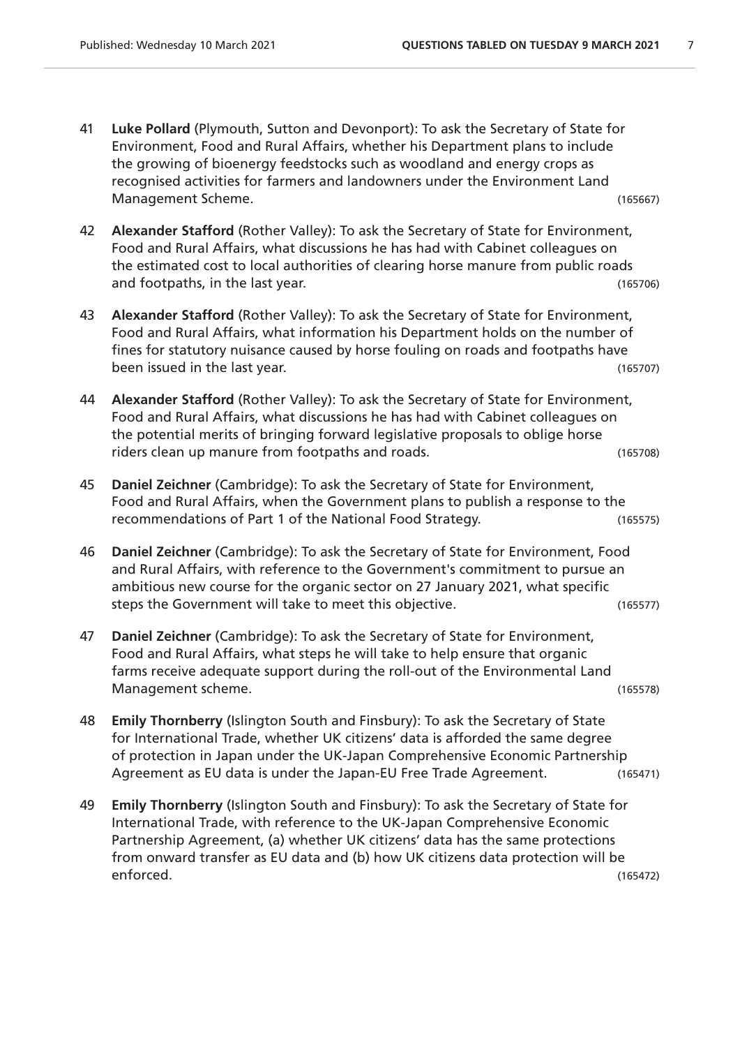41 **Luke Pollard** (Plymouth, Sutton and Devonport): To ask the Secretary of State for Environment, Food and Rural Affairs, whether his Department plans to include the growing of bioenergy feedstocks such as woodland and energy crops as recognised activities for farmers and landowners under the Environment Land Management Scheme. (165667)

42 **Alexander Stafford** (Rother Valley): To ask the Secretary of State for Environment, Food and Rural Affairs, what discussions he has had with Cabinet colleagues on the estimated cost to local authorities of clearing horse manure from public roads and footpaths, in the last year. (165706)

43 **Alexander Stafford** (Rother Valley): To ask the Secretary of State for Environment, Food and Rural Affairs, what information his Department holds on the number of fines for statutory nuisance caused by horse fouling on roads and footpaths have been issued in the last year. (165707)

44 **Alexander Stafford** (Rother Valley): To ask the Secretary of State for Environment, Food and Rural Affairs, what discussions he has had with Cabinet colleagues on the potential merits of bringing forward legislative proposals to oblige horse riders clean up manure from footpaths and roads. (165708)

45 **Daniel Zeichner** (Cambridge): To ask the Secretary of State for Environment, Food and Rural Affairs, when the Government plans to publish a response to the recommendations of Part 1 of the National Food Strategy. (165575)

46 **Daniel Zeichner** (Cambridge): To ask the Secretary of State for Environment, Food and Rural Affairs, with reference to the Government's commitment to pursue an ambitious new course for the organic sector on 27 January 2021, what specific steps the Government will take to meet this objective. (165577)

47 **Daniel Zeichner** (Cambridge): To ask the Secretary of State for Environment, Food and Rural Affairs, what steps he will take to help ensure that organic farms receive adequate support during the roll-out of the Environmental Land Management scheme. (165578)

48 **Emily Thornberry** (Islington South and Finsbury): To ask the Secretary of State for International Trade, whether UK citizens' data is afforded the same degree of protection in Japan under the UK-Japan Comprehensive Economic Partnership Agreement as EU data is under the Japan-EU Free Trade Agreement. (165471)

49 **Emily Thornberry** (Islington South and Finsbury): To ask the Secretary of State for International Trade, with reference to the UK-Japan Comprehensive Economic Partnership Agreement, (a) whether UK citizens' data has the same protections from onward transfer as EU data and (b) how UK citizens data protection will be enforced. (165472)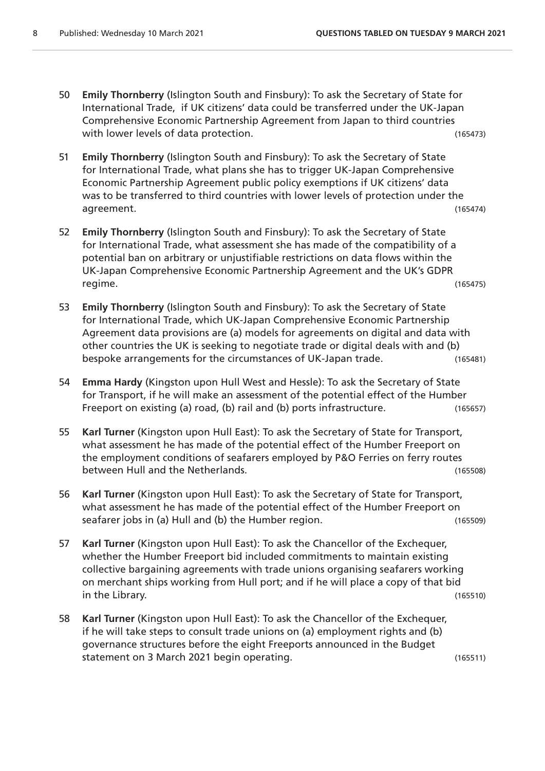50 **Emily Thornberry** (Islington South and Finsbury): To ask the Secretary of State for International Trade, if UK citizens' data could be transferred under the UK-Japan Comprehensive Economic Partnership Agreement from Japan to third countries with lower levels of data protection. (165473)

51 **Emily Thornberry** (Islington South and Finsbury): To ask the Secretary of State for International Trade, what plans she has to trigger UK-Japan Comprehensive Economic Partnership Agreement public policy exemptions if UK citizens' data was to be transferred to third countries with lower levels of protection under the agreement. (165474)

52 **Emily Thornberry** (Islington South and Finsbury): To ask the Secretary of State for International Trade, what assessment she has made of the compatibility of a potential ban on arbitrary or unjustifiable restrictions on data flows within the UK-Japan Comprehensive Economic Partnership Agreement and the UK's GDPR regime. (165475)

53 **Emily Thornberry** (Islington South and Finsbury): To ask the Secretary of State for International Trade, which UK-Japan Comprehensive Economic Partnership Agreement data provisions are (a) models for agreements on digital and data with other countries the UK is seeking to negotiate trade or digital deals with and (b) bespoke arrangements for the circumstances of UK-Japan trade. (165481)

54 **Emma Hardy** (Kingston upon Hull West and Hessle): To ask the Secretary of State for Transport, if he will make an assessment of the potential effect of the Humber Freeport on existing (a) road, (b) rail and (b) ports infrastructure. (165657)

55 **Karl Turner** (Kingston upon Hull East): To ask the Secretary of State for Transport, what assessment he has made of the potential effect of the Humber Freeport on the employment conditions of seafarers employed by P&O Ferries on ferry routes between Hull and the Netherlands. (165508)

56 **Karl Turner** (Kingston upon Hull East): To ask the Secretary of State for Transport, what assessment he has made of the potential effect of the Humber Freeport on seafarer jobs in (a) Hull and (b) the Humber region. (165509)

57 **Karl Turner** (Kingston upon Hull East): To ask the Chancellor of the Exchequer, whether the Humber Freeport bid included commitments to maintain existing collective bargaining agreements with trade unions organising seafarers working on merchant ships working from Hull port; and if he will place a copy of that bid in the Library. (165510)

58 **Karl Turner** (Kingston upon Hull East): To ask the Chancellor of the Exchequer, if he will take steps to consult trade unions on (a) employment rights and (b) governance structures before the eight Freeports announced in the Budget statement on 3 March 2021 begin operating. (165511)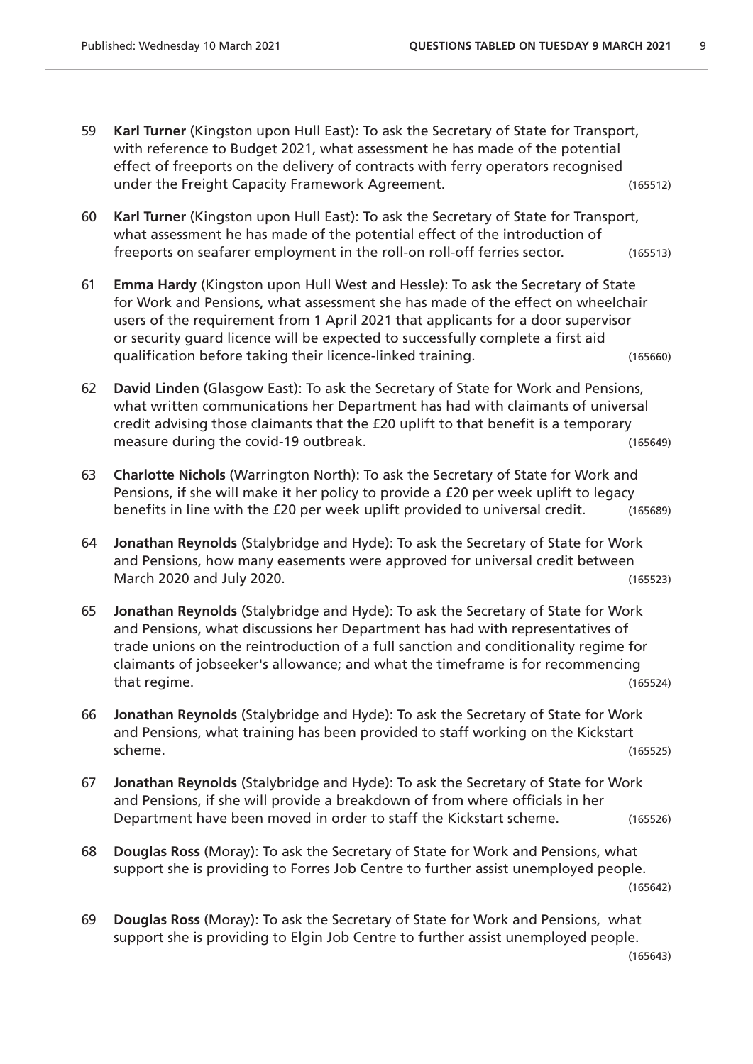59 **Karl Turner** (Kingston upon Hull East): To ask the Secretary of State for Transport, with reference to Budget 2021, what assessment he has made of the potential effect of freeports on the delivery of contracts with ferry operators recognised under the Freight Capacity Framework Agreement. (165512)

60 **Karl Turner** (Kingston upon Hull East): To ask the Secretary of State for Transport, what assessment he has made of the potential effect of the introduction of freeports on seafarer employment in the roll-on roll-off ferries sector. (165513)

61 **Emma Hardy** (Kingston upon Hull West and Hessle): To ask the Secretary of State for Work and Pensions, what assessment she has made of the effect on wheelchair users of the requirement from 1 April 2021 that applicants for a door supervisor or security guard licence will be expected to successfully complete a first aid qualification before taking their licence-linked training. (165660)

62 **David Linden** (Glasgow East): To ask the Secretary of State for Work and Pensions, what written communications her Department has had with claimants of universal credit advising those claimants that the £20 uplift to that benefit is a temporary measure during the covid-19 outbreak. (165649)

63 **Charlotte Nichols** (Warrington North): To ask the Secretary of State for Work and Pensions, if she will make it her policy to provide a £20 per week uplift to legacy benefits in line with the £20 per week uplift provided to universal credit. (165689)

64 **Jonathan Reynolds** (Stalybridge and Hyde): To ask the Secretary of State for Work and Pensions, how many easements were approved for universal credit between March 2020 and July 2020. (165523)

65 **Jonathan Reynolds** (Stalybridge and Hyde): To ask the Secretary of State for Work and Pensions, what discussions her Department has had with representatives of trade unions on the reintroduction of a full sanction and conditionality regime for claimants of jobseeker's allowance; and what the timeframe is for recommencing that regime. (165524)

66 **Jonathan Reynolds** (Stalybridge and Hyde): To ask the Secretary of State for Work and Pensions, what training has been provided to staff working on the Kickstart scheme. (165525)

67 **Jonathan Reynolds** (Stalybridge and Hyde): To ask the Secretary of State for Work and Pensions, if she will provide a breakdown of from where officials in her Department have been moved in order to staff the Kickstart scheme. (165526)

68 **Douglas Ross** (Moray): To ask the Secretary of State for Work and Pensions, what support she is providing to Forres Job Centre to further assist unemployed people. (165642)

69 **Douglas Ross** (Moray): To ask the Secretary of State for Work and Pensions, what support she is providing to Elgin Job Centre to further assist unemployed people. (165643)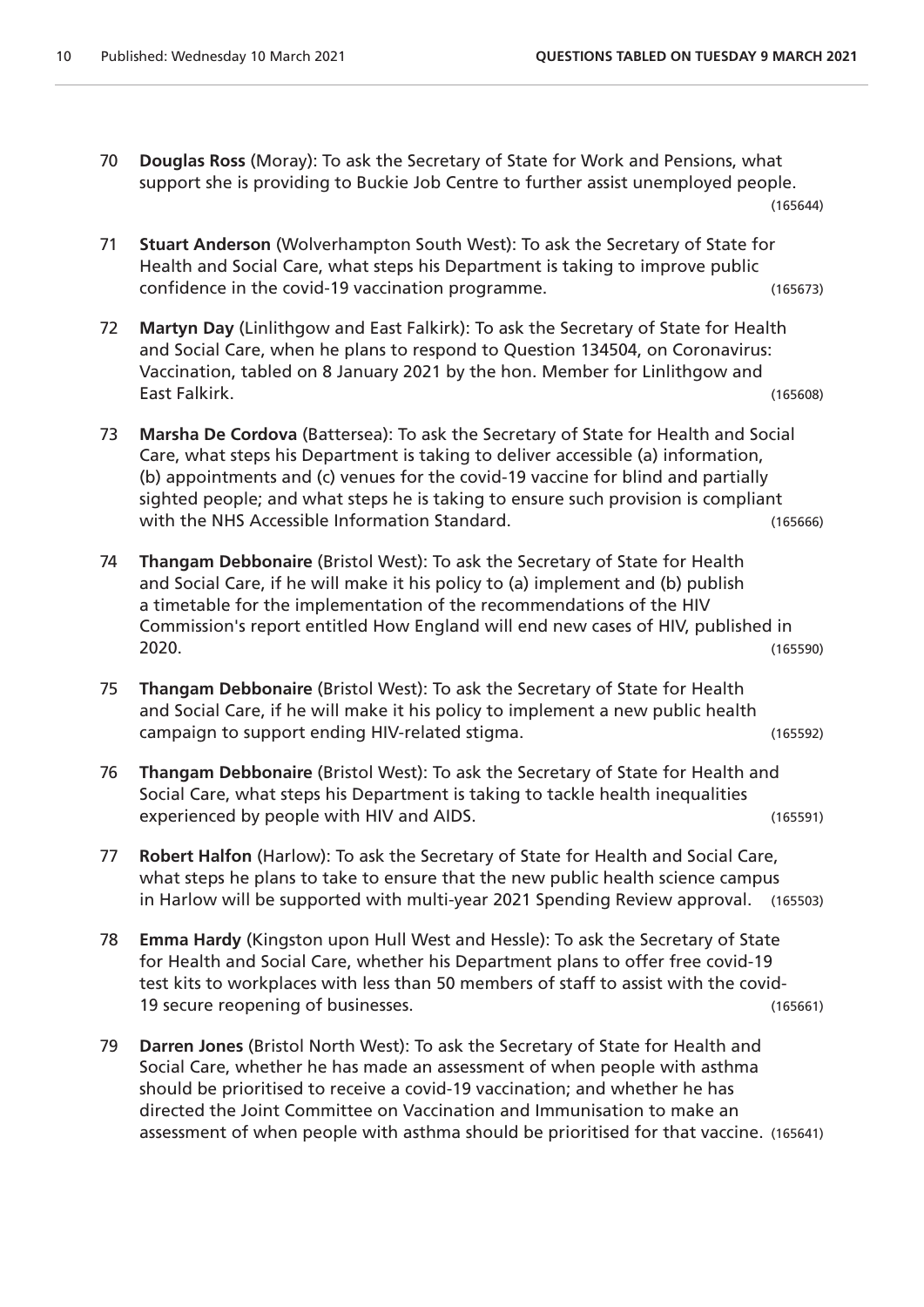70 **Douglas Ross** (Moray): To ask the Secretary of State for Work and Pensions, what support she is providing to Buckie Job Centre to further assist unemployed people. (165644)

71 **Stuart Anderson** (Wolverhampton South West): To ask the Secretary of State for Health and Social Care, what steps his Department is taking to improve public confidence in the covid-19 vaccination programme. (165673)

72 **Martyn Day** (Linlithgow and East Falkirk): To ask the Secretary of State for Health and Social Care, when he plans to respond to Question 134504, on Coronavirus: Vaccination, tabled on 8 January 2021 by the hon. Member for Linlithgow and East Falkirk. (165608)

73 **Marsha De Cordova** (Battersea): To ask the Secretary of State for Health and Social Care, what steps his Department is taking to deliver accessible (a) information, (b) appointments and (c) venues for the covid-19 vaccine for blind and partially sighted people; and what steps he is taking to ensure such provision is compliant with the NHS Accessible Information Standard. (165666)

74 **Thangam Debbonaire** (Bristol West): To ask the Secretary of State for Health and Social Care, if he will make it his policy to (a) implement and (b) publish a timetable for the implementation of the recommendations of the HIV Commission's report entitled How England will end new cases of HIV, published in 2020. (165590)

75 **Thangam Debbonaire** (Bristol West): To ask the Secretary of State for Health and Social Care, if he will make it his policy to implement a new public health campaign to support ending HIV-related stigma. (165592)

76 **Thangam Debbonaire** (Bristol West): To ask the Secretary of State for Health and Social Care, what steps his Department is taking to tackle health inequalities experienced by people with HIV and AIDS. (165591)

77 **Robert Halfon** (Harlow): To ask the Secretary of State for Health and Social Care, what steps he plans to take to ensure that the new public health science campus in Harlow will be supported with multi-year 2021 Spending Review approval. (165503)

78 **Emma Hardy** (Kingston upon Hull West and Hessle): To ask the Secretary of State for Health and Social Care, whether his Department plans to offer free covid-19 test kits to workplaces with less than 50 members of staff to assist with the covid-19 secure reopening of businesses. (165661)

79 **Darren Jones** (Bristol North West): To ask the Secretary of State for Health and Social Care, whether he has made an assessment of when people with asthma should be prioritised to receive a covid-19 vaccination; and whether he has directed the Joint Committee on Vaccination and Immunisation to make an assessment of when people with asthma should be prioritised for that vaccine. (165641)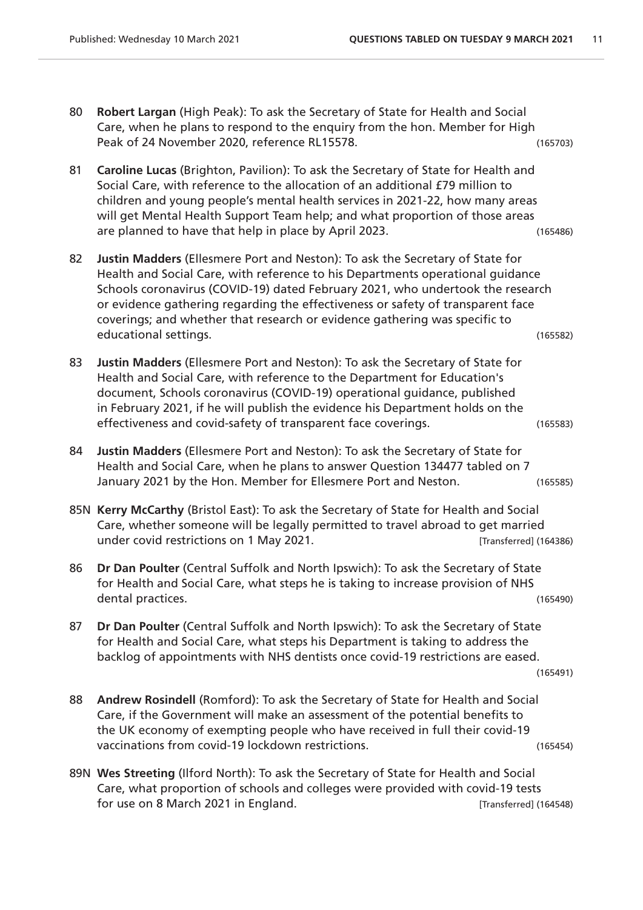80 **Robert Largan** (High Peak): To ask the Secretary of State for Health and Social Care, when he plans to respond to the enquiry from the hon. Member for High Peak of 24 November 2020, reference RL15578. (165703)

81 **Caroline Lucas** (Brighton, Pavilion): To ask the Secretary of State for Health and Social Care, with reference to the allocation of an additional £79 million to children and young people's mental health services in 2021-22, how many areas will get Mental Health Support Team help; and what proportion of those areas are planned to have that help in place by April 2023. (165486)

82 **Justin Madders** (Ellesmere Port and Neston): To ask the Secretary of State for Health and Social Care, with reference to his Departments operational guidance Schools coronavirus (COVID-19) dated February 2021, who undertook the research or evidence gathering regarding the effectiveness or safety of transparent face coverings; and whether that research or evidence gathering was specific to educational settings. (165582)

83 **Justin Madders** (Ellesmere Port and Neston): To ask the Secretary of State for Health and Social Care, with reference to the Department for Education's document, Schools coronavirus (COVID-19) operational guidance, published in February 2021, if he will publish the evidence his Department holds on the effectiveness and covid-safety of transparent face coverings. (165583)

84 **Justin Madders** (Ellesmere Port and Neston): To ask the Secretary of State for Health and Social Care, when he plans to answer Question 134477 tabled on 7 January 2021 by the Hon. Member for Ellesmere Port and Neston. (165585)

85N **Kerry McCarthy** (Bristol East): To ask the Secretary of State for Health and Social Care, whether someone will be legally permitted to travel abroad to get married under covid restrictions on 1 May 2021. [Transferred] (164386)

86 **Dr Dan Poulter** (Central Suffolk and North Ipswich): To ask the Secretary of State for Health and Social Care, what steps he is taking to increase provision of NHS dental practices. (165490)

87 **Dr Dan Poulter** (Central Suffolk and North Ipswich): To ask the Secretary of State for Health and Social Care, what steps his Department is taking to address the backlog of appointments with NHS dentists once covid-19 restrictions are eased. (165491)

88 **Andrew Rosindell** (Romford): To ask the Secretary of State for Health and Social Care, if the Government will make an assessment of the potential benefits to the UK economy of exempting people who have received in full their covid-19 vaccinations from covid-19 lockdown restrictions. (165454)

89N **Wes Streeting** (Ilford North): To ask the Secretary of State for Health and Social Care, what proportion of schools and colleges were provided with covid-19 tests for use on 8 March 2021 in England. [Transferred] (164548)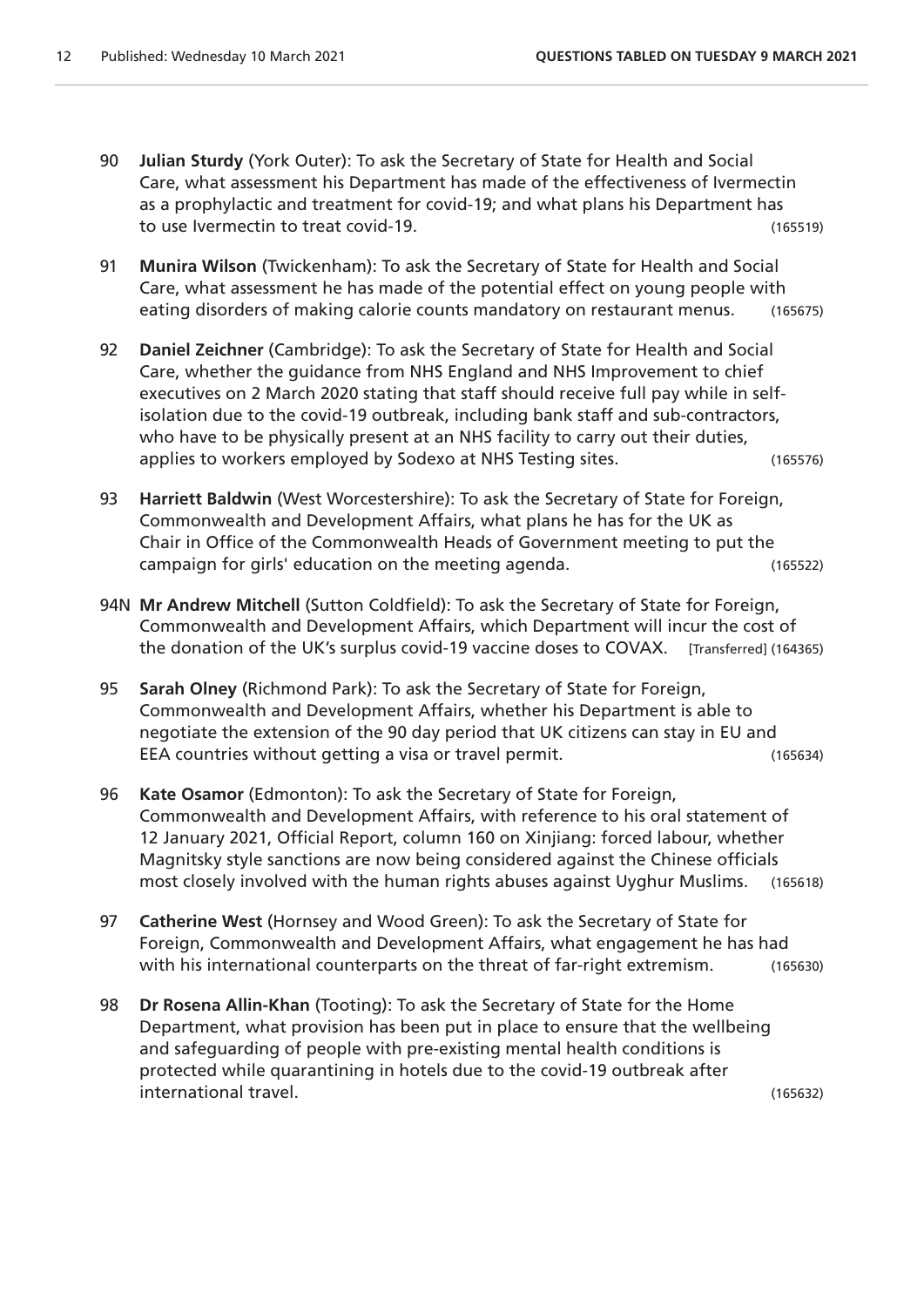90 **Julian Sturdy** (York Outer): To ask the Secretary of State for Health and Social Care, what assessment his Department has made of the effectiveness of Ivermectin as a prophylactic and treatment for covid-19; and what plans his Department has to use Ivermectin to treat covid-19. (165519)

91 **Munira Wilson** (Twickenham): To ask the Secretary of State for Health and Social Care, what assessment he has made of the potential effect on young people with eating disorders of making calorie counts mandatory on restaurant menus. (165675)

92 **Daniel Zeichner** (Cambridge): To ask the Secretary of State for Health and Social Care, whether the guidance from NHS England and NHS Improvement to chief executives on 2 March 2020 stating that staff should receive full pay while in self-isolation due to the covid-19 outbreak, including bank staff and sub-contractors, who have to be physically present at an NHS facility to carry out their duties, applies to workers employed by Sodexo at NHS Testing sites. (165576)

93 **Harriett Baldwin** (West Worcestershire): To ask the Secretary of State for Foreign, Commonwealth and Development Affairs, what plans he has for the UK as Chair in Office of the Commonwealth Heads of Government meeting to put the campaign for girls' education on the meeting agenda. (165522)

94N **Mr Andrew Mitchell** (Sutton Coldfield): To ask the Secretary of State for Foreign, Commonwealth and Development Affairs, which Department will incur the cost of the donation of the UK's surplus covid-19 vaccine doses to COVAX. [Transferred] (164365)

95 **Sarah Olney** (Richmond Park): To ask the Secretary of State for Foreign, Commonwealth and Development Affairs, whether his Department is able to negotiate the extension of the 90 day period that UK citizens can stay in EU and EEA countries without getting a visa or travel permit. (165634)

96 **Kate Osamor** (Edmonton): To ask the Secretary of State for Foreign, Commonwealth and Development Affairs, with reference to his oral statement of 12 January 2021, Official Report, column 160 on Xinjiang: forced labour, whether Magnitsky style sanctions are now being considered against the Chinese officials most closely involved with the human rights abuses against Uyghur Muslims. (165618)

97 **Catherine West** (Hornsey and Wood Green): To ask the Secretary of State for Foreign, Commonwealth and Development Affairs, what engagement he has had with his international counterparts on the threat of far-right extremism. (165630)

98 **Dr Rosena Allin-Khan** (Tooting): To ask the Secretary of State for the Home Department, what provision has been put in place to ensure that the wellbeing and safeguarding of people with pre-existing mental health conditions is protected while quarantining in hotels due to the covid-19 outbreak after international travel. (165632)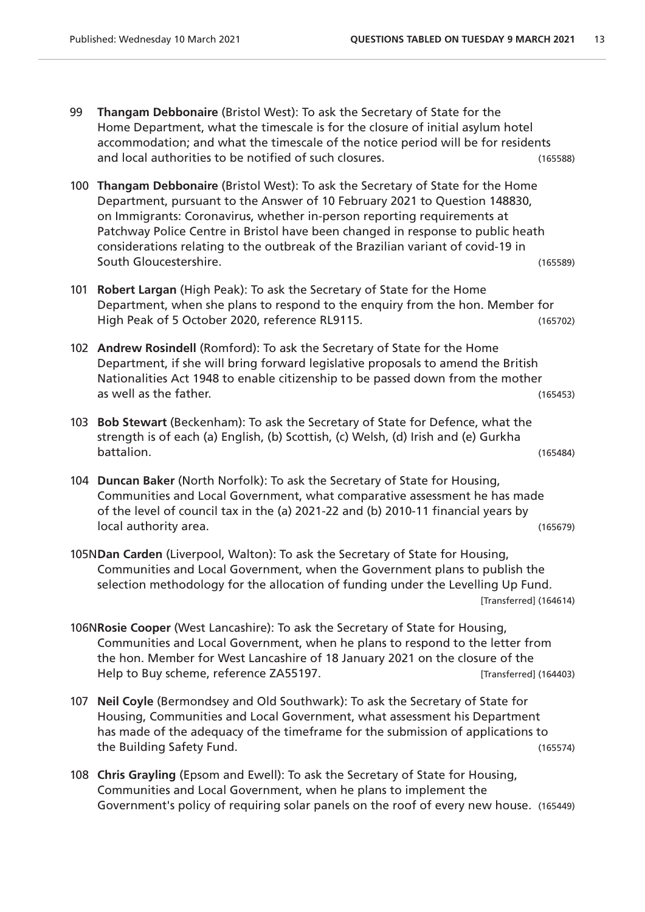99 **Thangam Debbonaire** (Bristol West): To ask the Secretary of State for the Home Department, what the timescale is for the closure of initial asylum hotel accommodation; and what the timescale of the notice period will be for residents and local authorities to be notified of such closures. (165588)

100 **Thangam Debbonaire** (Bristol West): To ask the Secretary of State for the Home Department, pursuant to the Answer of 10 February 2021 to Question 148830, on Immigrants: Coronavirus, whether in-person reporting requirements at Patchway Police Centre in Bristol have been changed in response to public heath considerations relating to the outbreak of the Brazilian variant of covid-19 in South Gloucestershire. (165589)

101 **Robert Largan** (High Peak): To ask the Secretary of State for the Home Department, when she plans to respond to the enquiry from the hon. Member for High Peak of 5 October 2020, reference RL9115. (165702)

102 **Andrew Rosindell** (Romford): To ask the Secretary of State for the Home Department, if she will bring forward legislative proposals to amend the British Nationalities Act 1948 to enable citizenship to be passed down from the mother as well as the father. (165453)

103 **Bob Stewart** (Beckenham): To ask the Secretary of State for Defence, what the strength is of each (a) English, (b) Scottish, (c) Welsh, (d) Irish and (e) Gurkha battalion. (165484)

104 **Duncan Baker** (North Norfolk): To ask the Secretary of State for Housing, Communities and Local Government, what comparative assessment he has made of the level of council tax in the (a) 2021-22 and (b) 2010-11 financial years by local authority area. (165679)

105N**Dan Carden** (Liverpool, Walton): To ask the Secretary of State for Housing, Communities and Local Government, when the Government plans to publish the selection methodology for the allocation of funding under the Levelling Up Fund. [Transferred] (164614)

106N**Rosie Cooper** (West Lancashire): To ask the Secretary of State for Housing, Communities and Local Government, when he plans to respond to the letter from the hon. Member for West Lancashire of 18 January 2021 on the closure of the Help to Buy scheme, reference ZA55197. [Transferred] (164403)

107 **Neil Coyle** (Bermondsey and Old Southwark): To ask the Secretary of State for Housing, Communities and Local Government, what assessment his Department has made of the adequacy of the timeframe for the submission of applications to the Building Safety Fund. (165574)

108 **Chris Grayling** (Epsom and Ewell): To ask the Secretary of State for Housing, Communities and Local Government, when he plans to implement the Government's policy of requiring solar panels on the roof of every new house. (165449)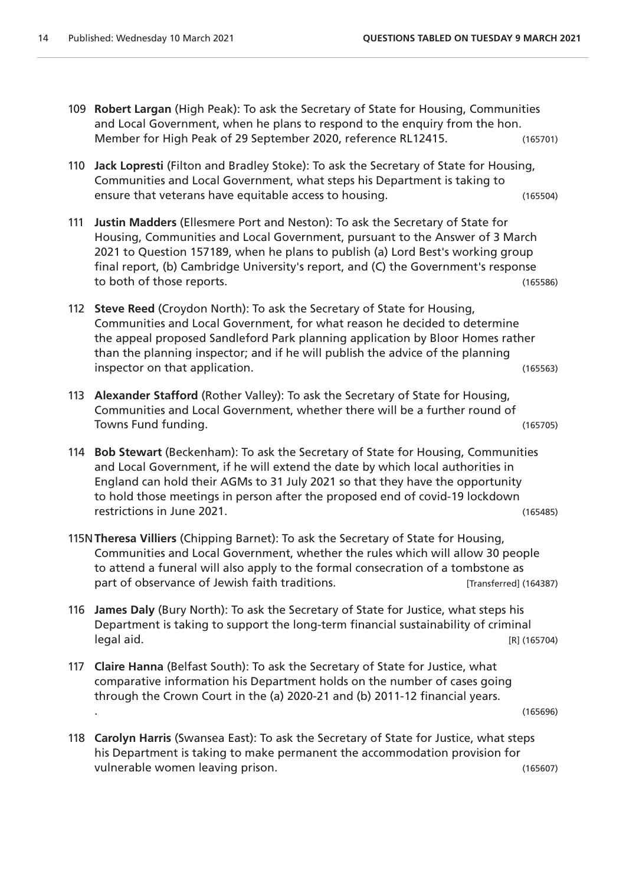109 **Robert Largan** (High Peak): To ask the Secretary of State for Housing, Communities and Local Government, when he plans to respond to the enquiry from the hon. Member for High Peak of 29 September 2020, reference RL12415. (165701)

110 **Jack Lopresti** (Filton and Bradley Stoke): To ask the Secretary of State for Housing, Communities and Local Government, what steps his Department is taking to ensure that veterans have equitable access to housing. (165504)

111 **Justin Madders** (Ellesmere Port and Neston): To ask the Secretary of State for Housing, Communities and Local Government, pursuant to the Answer of 3 March 2021 to Question 157189, when he plans to publish (a) Lord Best's working group final report, (b) Cambridge University's report, and (C) the Government's response to both of those reports. (165586)

112 **Steve Reed** (Croydon North): To ask the Secretary of State for Housing, Communities and Local Government, for what reason he decided to determine the appeal proposed Sandleford Park planning application by Bloor Homes rather than the planning inspector; and if he will publish the advice of the planning inspector on that application. (165563)

113 **Alexander Stafford** (Rother Valley): To ask the Secretary of State for Housing, Communities and Local Government, whether there will be a further round of Towns Fund funding. (165705)

114 **Bob Stewart** (Beckenham): To ask the Secretary of State for Housing, Communities and Local Government, if he will extend the date by which local authorities in England can hold their AGMs to 31 July 2021 so that they have the opportunity to hold those meetings in person after the proposed end of covid-19 lockdown restrictions in June 2021. (165485)

115N **Theresa Villiers** (Chipping Barnet): To ask the Secretary of State for Housing, Communities and Local Government, whether the rules which will allow 30 people to attend a funeral will also apply to the formal consecration of a tombstone as part of observance of Jewish faith traditions. [Transferred] (164387)

116 **James Daly** (Bury North): To ask the Secretary of State for Justice, what steps his Department is taking to support the long-term financial sustainability of criminal legal aid. [R] (165704)

117 **Claire Hanna** (Belfast South): To ask the Secretary of State for Justice, what comparative information his Department holds on the number of cases going through the Crown Court in the (a) 2020-21 and (b) 2011-12 financial years.
. (165696)

118 **Carolyn Harris** (Swansea East): To ask the Secretary of State for Justice, what steps his Department is taking to make permanent the accommodation provision for vulnerable women leaving prison. (165607)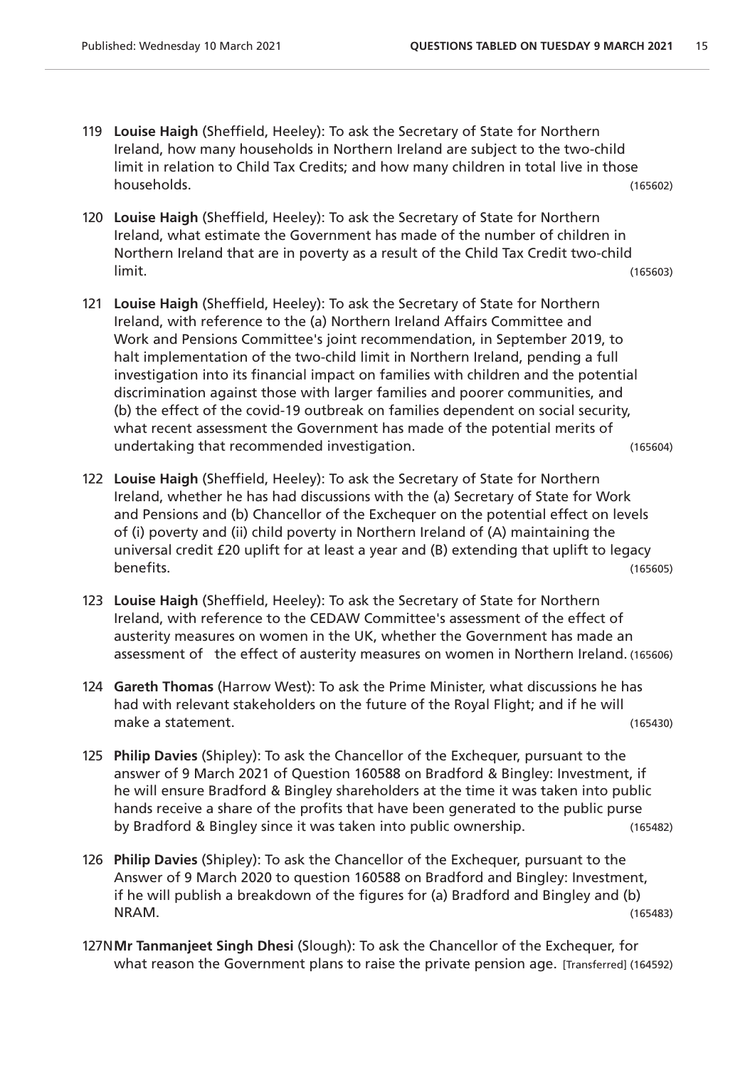119 **Louise Haigh** (Sheffield, Heeley): To ask the Secretary of State for Northern Ireland, how many households in Northern Ireland are subject to the two-child limit in relation to Child Tax Credits; and how many children in total live in those households. (165602)

120 **Louise Haigh** (Sheffield, Heeley): To ask the Secretary of State for Northern Ireland, what estimate the Government has made of the number of children in Northern Ireland that are in poverty as a result of the Child Tax Credit two-child limit. (165603)

121 **Louise Haigh** (Sheffield, Heeley): To ask the Secretary of State for Northern Ireland, with reference to the (a) Northern Ireland Affairs Committee and Work and Pensions Committee's joint recommendation, in September 2019, to halt implementation of the two-child limit in Northern Ireland, pending a full investigation into its financial impact on families with children and the potential discrimination against those with larger families and poorer communities, and (b) the effect of the covid-19 outbreak on families dependent on social security, what recent assessment the Government has made of the potential merits of undertaking that recommended investigation. (165604)

122 **Louise Haigh** (Sheffield, Heeley): To ask the Secretary of State for Northern Ireland, whether he has had discussions with the (a) Secretary of State for Work and Pensions and (b) Chancellor of the Exchequer on the potential effect on levels of (i) poverty and (ii) child poverty in Northern Ireland of (A) maintaining the universal credit £20 uplift for at least a year and (B) extending that uplift to legacy benefits. (165605)

123 **Louise Haigh** (Sheffield, Heeley): To ask the Secretary of State for Northern Ireland, with reference to the CEDAW Committee's assessment of the effect of austerity measures on women in the UK, whether the Government has made an assessment of the effect of austerity measures on women in Northern Ireland. (165606)

124 **Gareth Thomas** (Harrow West): To ask the Prime Minister, what discussions he has had with relevant stakeholders on the future of the Royal Flight; and if he will make a statement. (165430)

125 **Philip Davies** (Shipley): To ask the Chancellor of the Exchequer, pursuant to the answer of 9 March 2021 of Question 160588 on Bradford & Bingley: Investment, if he will ensure Bradford & Bingley shareholders at the time it was taken into public hands receive a share of the profits that have been generated to the public purse by Bradford & Bingley since it was taken into public ownership. (165482)

126 **Philip Davies** (Shipley): To ask the Chancellor of the Exchequer, pursuant to the Answer of 9 March 2020 to question 160588 on Bradford and Bingley: Investment, if he will publish a breakdown of the figures for (a) Bradford and Bingley and (b) NRAM. (165483)

127N **Mr Tanmanjeet Singh Dhesi** (Slough): To ask the Chancellor of the Exchequer, for what reason the Government plans to raise the private pension age. [Transferred] (164592)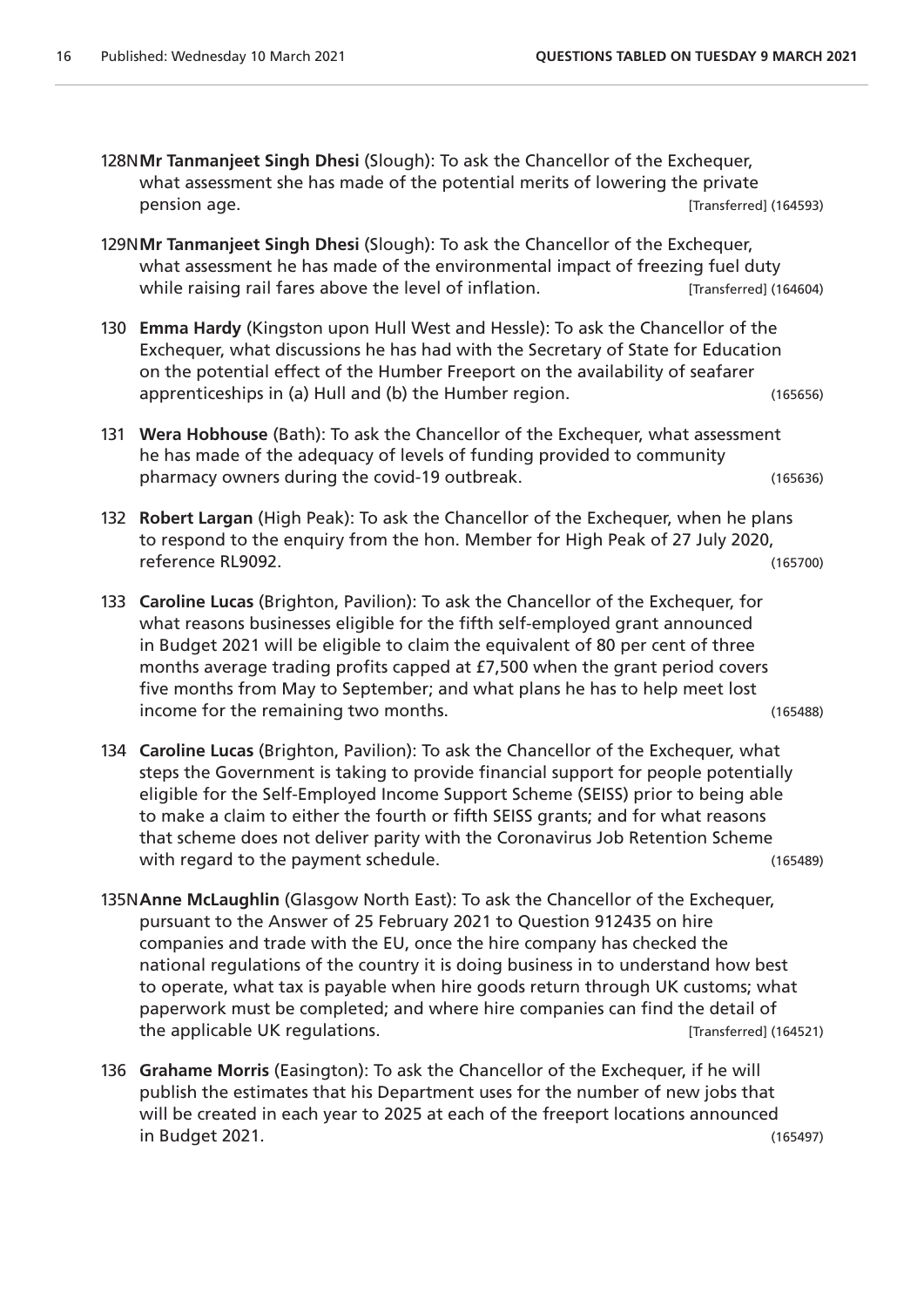128N**Mr Tanmanjeet Singh Dhesi** (Slough): To ask the Chancellor of the Exchequer, what assessment she has made of the potential merits of lowering the private pension age. [Transferred] (164593)

129N**Mr Tanmanjeet Singh Dhesi** (Slough): To ask the Chancellor of the Exchequer, what assessment he has made of the environmental impact of freezing fuel duty while raising rail fares above the level of inflation. [Transferred] (164604)

130 **Emma Hardy** (Kingston upon Hull West and Hessle): To ask the Chancellor of the Exchequer, what discussions he has had with the Secretary of State for Education on the potential effect of the Humber Freeport on the availability of seafarer apprenticeships in (a) Hull and (b) the Humber region. (165656)

131 **Wera Hobhouse** (Bath): To ask the Chancellor of the Exchequer, what assessment he has made of the adequacy of levels of funding provided to community pharmacy owners during the covid-19 outbreak. (165636)

132 **Robert Largan** (High Peak): To ask the Chancellor of the Exchequer, when he plans to respond to the enquiry from the hon. Member for High Peak of 27 July 2020, reference RL9092. (165700)

133 **Caroline Lucas** (Brighton, Pavilion): To ask the Chancellor of the Exchequer, for what reasons businesses eligible for the fifth self-employed grant announced in Budget 2021 will be eligible to claim the equivalent of 80 per cent of three months average trading profits capped at £7,500 when the grant period covers five months from May to September; and what plans he has to help meet lost income for the remaining two months. (165488)

134 **Caroline Lucas** (Brighton, Pavilion): To ask the Chancellor of the Exchequer, what steps the Government is taking to provide financial support for people potentially eligible for the Self-Employed Income Support Scheme (SEISS) prior to being able to make a claim to either the fourth or fifth SEISS grants; and for what reasons that scheme does not deliver parity with the Coronavirus Job Retention Scheme with regard to the payment schedule. (165489)

135N**Anne McLaughlin** (Glasgow North East): To ask the Chancellor of the Exchequer, pursuant to the Answer of 25 February 2021 to Question 912435 on hire companies and trade with the EU, once the hire company has checked the national regulations of the country it is doing business in to understand how best to operate, what tax is payable when hire goods return through UK customs; what paperwork must be completed; and where hire companies can find the detail of the applicable UK regulations. [Transferred] (164521)

136 **Grahame Morris** (Easington): To ask the Chancellor of the Exchequer, if he will publish the estimates that his Department uses for the number of new jobs that will be created in each year to 2025 at each of the freeport locations announced in Budget 2021. (165497)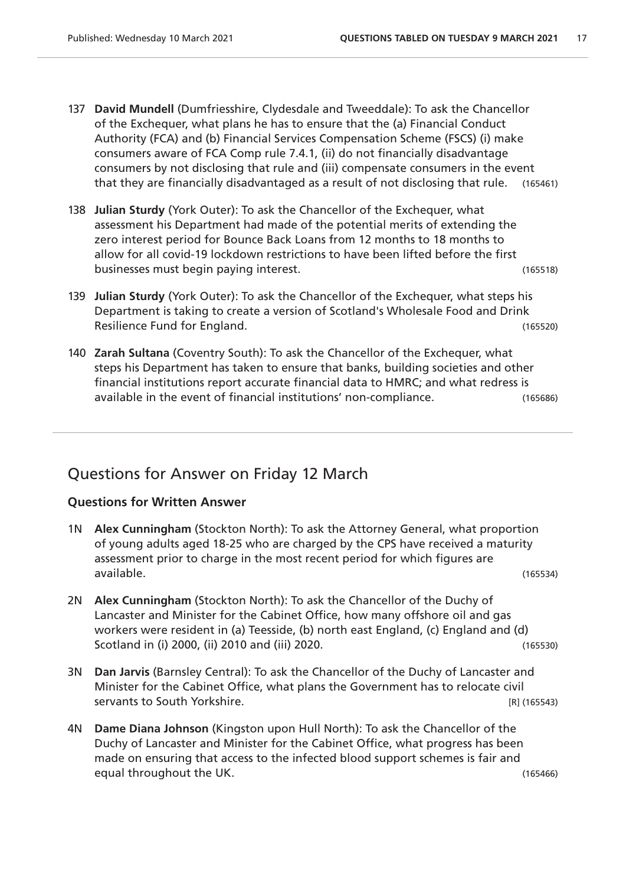137 **David Mundell** (Dumfriesshire, Clydesdale and Tweeddale): To ask the Chancellor of the Exchequer, what plans he has to ensure that the (a) Financial Conduct Authority (FCA) and (b) Financial Services Compensation Scheme (FSCS) (i) make consumers aware of FCA Comp rule 7.4.1, (ii) do not financially disadvantage consumers by not disclosing that rule and (iii) compensate consumers in the event that they are financially disadvantaged as a result of not disclosing that rule. (165461)

138 **Julian Sturdy** (York Outer): To ask the Chancellor of the Exchequer, what assessment his Department had made of the potential merits of extending the zero interest period for Bounce Back Loans from 12 months to 18 months to allow for all covid-19 lockdown restrictions to have been lifted before the first businesses must begin paying interest. (165518)

139 **Julian Sturdy** (York Outer): To ask the Chancellor of the Exchequer, what steps his Department is taking to create a version of Scotland's Wholesale Food and Drink Resilience Fund for England. (165520)

140 **Zarah Sultana** (Coventry South): To ask the Chancellor of the Exchequer, what steps his Department has taken to ensure that banks, building societies and other financial institutions report accurate financial data to HMRC; and what redress is available in the event of financial institutions' non-compliance. (165686)

## Questions for Answer on Friday 12 March

### Questions for Written Answer

1N **Alex Cunningham** (Stockton North): To ask the Attorney General, what proportion of young adults aged 18-25 who are charged by the CPS have received a maturity assessment prior to charge in the most recent period for which figures are available. (165534)

2N **Alex Cunningham** (Stockton North): To ask the Chancellor of the Duchy of Lancaster and Minister for the Cabinet Office, how many offshore oil and gas workers were resident in (a) Teesside, (b) north east England, (c) England and (d) Scotland in (i) 2000, (ii) 2010 and (iii) 2020. (165530)

3N **Dan Jarvis** (Barnsley Central): To ask the Chancellor of the Duchy of Lancaster and Minister for the Cabinet Office, what plans the Government has to relocate civil servants to South Yorkshire. [R] (165543)

4N **Dame Diana Johnson** (Kingston upon Hull North): To ask the Chancellor of the Duchy of Lancaster and Minister for the Cabinet Office, what progress has been made on ensuring that access to the infected blood support schemes is fair and equal throughout the UK. (165466)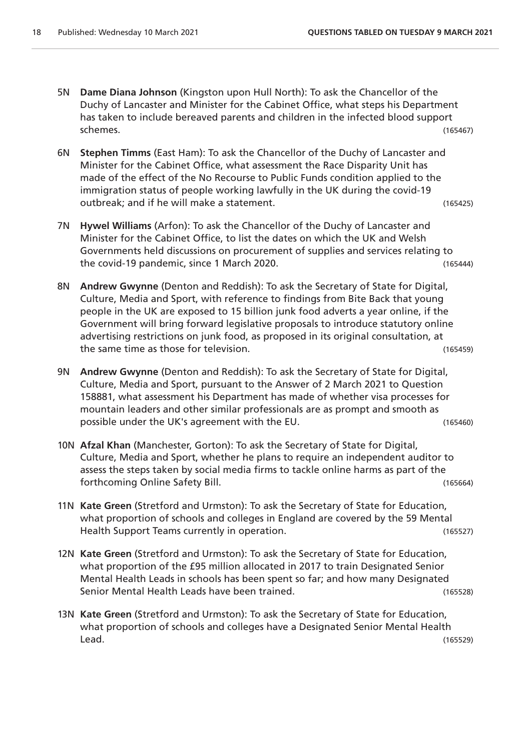5N **Dame Diana Johnson** (Kingston upon Hull North): To ask the Chancellor of the Duchy of Lancaster and Minister for the Cabinet Office, what steps his Department has taken to include bereaved parents and children in the infected blood support schemes. (165467)

6N **Stephen Timms** (East Ham): To ask the Chancellor of the Duchy of Lancaster and Minister for the Cabinet Office, what assessment the Race Disparity Unit has made of the effect of the No Recourse to Public Funds condition applied to the immigration status of people working lawfully in the UK during the covid-19 outbreak; and if he will make a statement. (165425)

7N **Hywel Williams** (Arfon): To ask the Chancellor of the Duchy of Lancaster and Minister for the Cabinet Office, to list the dates on which the UK and Welsh Governments held discussions on procurement of supplies and services relating to the covid-19 pandemic, since 1 March 2020. (165444)

8N **Andrew Gwynne** (Denton and Reddish): To ask the Secretary of State for Digital, Culture, Media and Sport, with reference to findings from Bite Back that young people in the UK are exposed to 15 billion junk food adverts a year online, if the Government will bring forward legislative proposals to introduce statutory online advertising restrictions on junk food, as proposed in its original consultation, at the same time as those for television. (165459)

9N **Andrew Gwynne** (Denton and Reddish): To ask the Secretary of State for Digital, Culture, Media and Sport, pursuant to the Answer of 2 March 2021 to Question 158881, what assessment his Department has made of whether visa processes for mountain leaders and other similar professionals are as prompt and smooth as possible under the UK's agreement with the EU. (165460)

10N **Afzal Khan** (Manchester, Gorton): To ask the Secretary of State for Digital, Culture, Media and Sport, whether he plans to require an independent auditor to assess the steps taken by social media firms to tackle online harms as part of the forthcoming Online Safety Bill. (165664)

11N **Kate Green** (Stretford and Urmston): To ask the Secretary of State for Education, what proportion of schools and colleges in England are covered by the 59 Mental Health Support Teams currently in operation. (165527)

12N **Kate Green** (Stretford and Urmston): To ask the Secretary of State for Education, what proportion of the £95 million allocated in 2017 to train Designated Senior Mental Health Leads in schools has been spent so far; and how many Designated Senior Mental Health Leads have been trained. (165528)

13N **Kate Green** (Stretford and Urmston): To ask the Secretary of State for Education, what proportion of schools and colleges have a Designated Senior Mental Health Lead. (165529)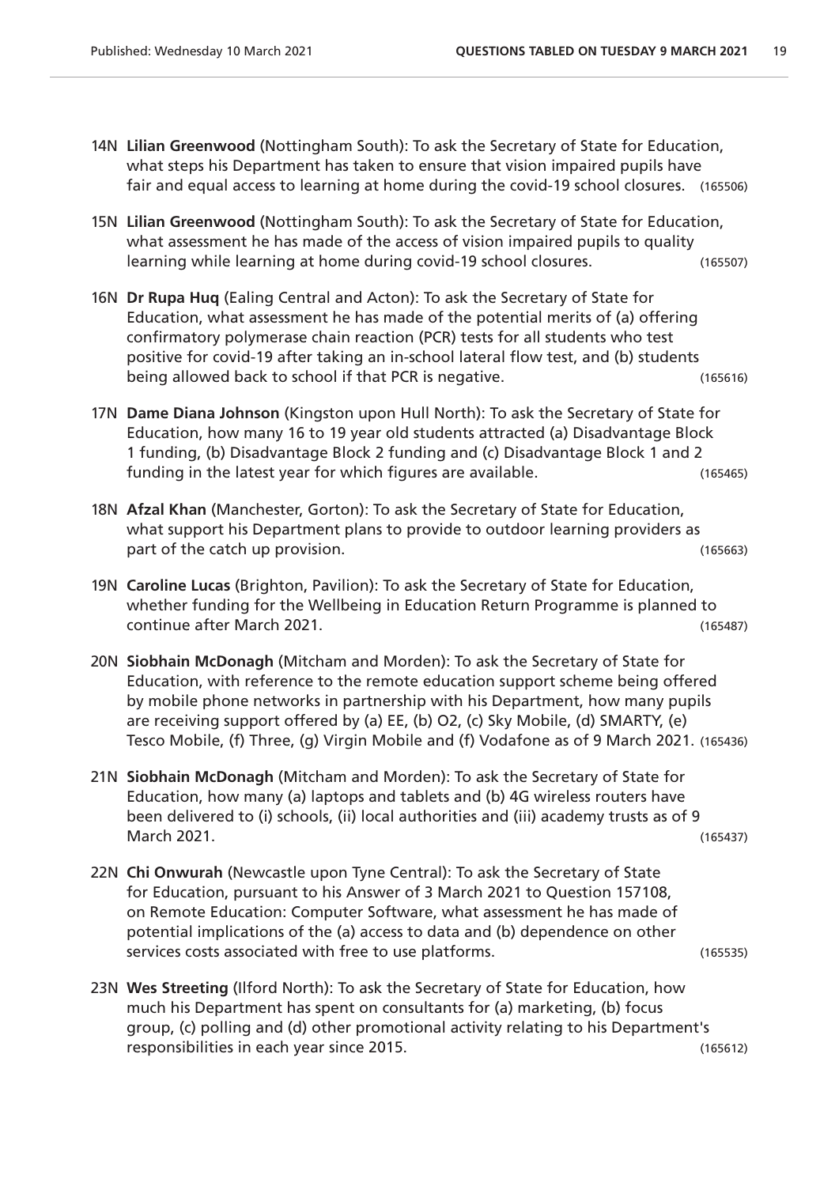14N **Lilian Greenwood** (Nottingham South): To ask the Secretary of State for Education, what steps his Department has taken to ensure that vision impaired pupils have fair and equal access to learning at home during the covid-19 school closures. (165506)

15N **Lilian Greenwood** (Nottingham South): To ask the Secretary of State for Education, what assessment he has made of the access of vision impaired pupils to quality learning while learning at home during covid-19 school closures. (165507)

16N **Dr Rupa Huq** (Ealing Central and Acton): To ask the Secretary of State for Education, what assessment he has made of the potential merits of (a) offering confirmatory polymerase chain reaction (PCR) tests for all students who test positive for covid-19 after taking an in-school lateral flow test, and (b) students being allowed back to school if that PCR is negative. (165616)

17N **Dame Diana Johnson** (Kingston upon Hull North): To ask the Secretary of State for Education, how many 16 to 19 year old students attracted (a) Disadvantage Block 1 funding, (b) Disadvantage Block 2 funding and (c) Disadvantage Block 1 and 2 funding in the latest year for which figures are available. (165465)

18N **Afzal Khan** (Manchester, Gorton): To ask the Secretary of State for Education, what support his Department plans to provide to outdoor learning providers as part of the catch up provision. (165663)

19N **Caroline Lucas** (Brighton, Pavilion): To ask the Secretary of State for Education, whether funding for the Wellbeing in Education Return Programme is planned to continue after March 2021. (165487)

20N **Siobhain McDonagh** (Mitcham and Morden): To ask the Secretary of State for Education, with reference to the remote education support scheme being offered by mobile phone networks in partnership with his Department, how many pupils are receiving support offered by (a) EE, (b) O2, (c) Sky Mobile, (d) SMARTY, (e) Tesco Mobile, (f) Three, (g) Virgin Mobile and (f) Vodafone as of 9 March 2021. (165436)

21N **Siobhain McDonagh** (Mitcham and Morden): To ask the Secretary of State for Education, how many (a) laptops and tablets and (b) 4G wireless routers have been delivered to (i) schools, (ii) local authorities and (iii) academy trusts as of 9 March 2021. (165437)

22N **Chi Onwurah** (Newcastle upon Tyne Central): To ask the Secretary of State for Education, pursuant to his Answer of 3 March 2021 to Question 157108, on Remote Education: Computer Software, what assessment he has made of potential implications of the (a) access to data and (b) dependence on other services costs associated with free to use platforms. (165535)

23N **Wes Streeting** (Ilford North): To ask the Secretary of State for Education, how much his Department has spent on consultants for (a) marketing, (b) focus group, (c) polling and (d) other promotional activity relating to his Department's responsibilities in each year since 2015. (165612)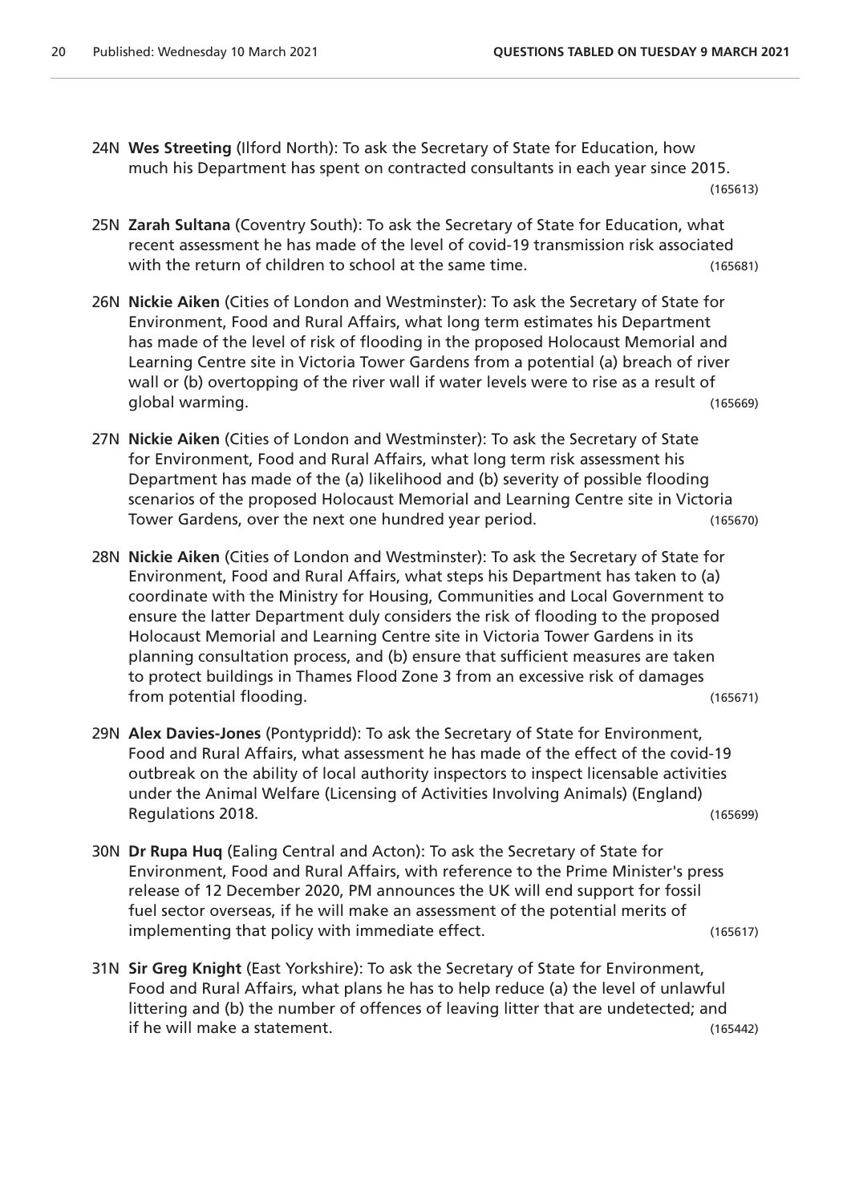24N **Wes Streeting** (Ilford North): To ask the Secretary of State for Education, how much his Department has spent on contracted consultants in each year since 2015. (165613)

25N **Zarah Sultana** (Coventry South): To ask the Secretary of State for Education, what recent assessment he has made of the level of covid-19 transmission risk associated with the return of children to school at the same time. (165681)

26N **Nickie Aiken** (Cities of London and Westminster): To ask the Secretary of State for Environment, Food and Rural Affairs, what long term estimates his Department has made of the level of risk of flooding in the proposed Holocaust Memorial and Learning Centre site in Victoria Tower Gardens from a potential (a) breach of river wall or (b) overtopping of the river wall if water levels were to rise as a result of global warming. (165669)

27N **Nickie Aiken** (Cities of London and Westminster): To ask the Secretary of State for Environment, Food and Rural Affairs, what long term risk assessment his Department has made of the (a) likelihood and (b) severity of possible flooding scenarios of the proposed Holocaust Memorial and Learning Centre site in Victoria Tower Gardens, over the next one hundred year period. (165670)

28N **Nickie Aiken** (Cities of London and Westminster): To ask the Secretary of State for Environment, Food and Rural Affairs, what steps his Department has taken to (a) coordinate with the Ministry for Housing, Communities and Local Government to ensure the latter Department duly considers the risk of flooding to the proposed Holocaust Memorial and Learning Centre site in Victoria Tower Gardens in its planning consultation process, and (b) ensure that sufficient measures are taken to protect buildings in Thames Flood Zone 3 from an excessive risk of damages from potential flooding. (165671)

29N **Alex Davies-Jones** (Pontypridd): To ask the Secretary of State for Environment, Food and Rural Affairs, what assessment he has made of the effect of the covid-19 outbreak on the ability of local authority inspectors to inspect licensable activities under the Animal Welfare (Licensing of Activities Involving Animals) (England) Regulations 2018. (165699)

30N **Dr Rupa Huq** (Ealing Central and Acton): To ask the Secretary of State for Environment, Food and Rural Affairs, with reference to the Prime Minister's press release of 12 December 2020, PM announces the UK will end support for fossil fuel sector overseas, if he will make an assessment of the potential merits of implementing that policy with immediate effect. (165617)

31N **Sir Greg Knight** (East Yorkshire): To ask the Secretary of State for Environment, Food and Rural Affairs, what plans he has to help reduce (a) the level of unlawful littering and (b) the number of offences of leaving litter that are undetected; and if he will make a statement. (165442)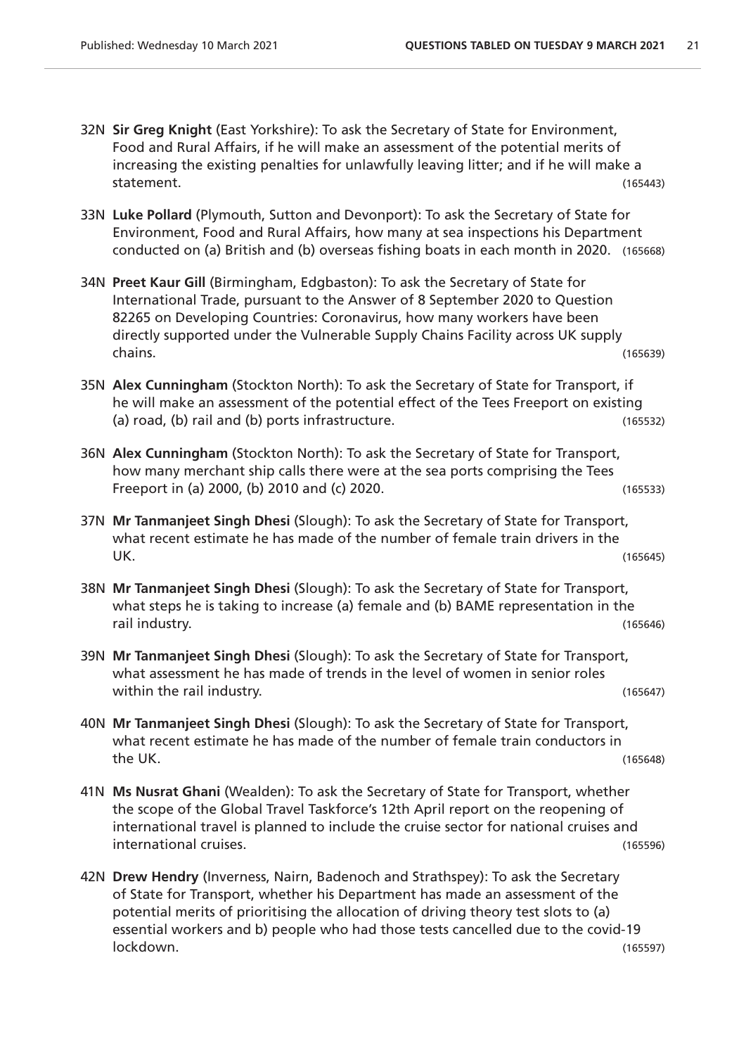32N **Sir Greg Knight** (East Yorkshire): To ask the Secretary of State for Environment, Food and Rural Affairs, if he will make an assessment of the potential merits of increasing the existing penalties for unlawfully leaving litter; and if he will make a statement. (165443)

33N **Luke Pollard** (Plymouth, Sutton and Devonport): To ask the Secretary of State for Environment, Food and Rural Affairs, how many at sea inspections his Department conducted on (a) British and (b) overseas fishing boats in each month in 2020. (165668)

34N **Preet Kaur Gill** (Birmingham, Edgbaston): To ask the Secretary of State for International Trade, pursuant to the Answer of 8 September 2020 to Question 82265 on Developing Countries: Coronavirus, how many workers have been directly supported under the Vulnerable Supply Chains Facility across UK supply chains. (165639)

35N **Alex Cunningham** (Stockton North): To ask the Secretary of State for Transport, if he will make an assessment of the potential effect of the Tees Freeport on existing (a) road, (b) rail and (b) ports infrastructure. (165532)

36N **Alex Cunningham** (Stockton North): To ask the Secretary of State for Transport, how many merchant ship calls there were at the sea ports comprising the Tees Freeport in (a) 2000, (b) 2010 and (c) 2020. (165533)

37N **Mr Tanmanjeet Singh Dhesi** (Slough): To ask the Secretary of State for Transport, what recent estimate he has made of the number of female train drivers in the UK. (165645)

38N **Mr Tanmanjeet Singh Dhesi** (Slough): To ask the Secretary of State for Transport, what steps he is taking to increase (a) female and (b) BAME representation in the rail industry. (165646)

39N **Mr Tanmanjeet Singh Dhesi** (Slough): To ask the Secretary of State for Transport, what assessment he has made of trends in the level of women in senior roles within the rail industry. (165647)

40N **Mr Tanmanjeet Singh Dhesi** (Slough): To ask the Secretary of State for Transport, what recent estimate he has made of the number of female train conductors in the UK. (165648)

41N **Ms Nusrat Ghani** (Wealden): To ask the Secretary of State for Transport, whether the scope of the Global Travel Taskforce's 12th April report on the reopening of international travel is planned to include the cruise sector for national cruises and international cruises. (165596)

42N **Drew Hendry** (Inverness, Nairn, Badenoch and Strathspey): To ask the Secretary of State for Transport, whether his Department has made an assessment of the potential merits of prioritising the allocation of driving theory test slots to (a) essential workers and b) people who had those tests cancelled due to the covid-19 lockdown. (165597)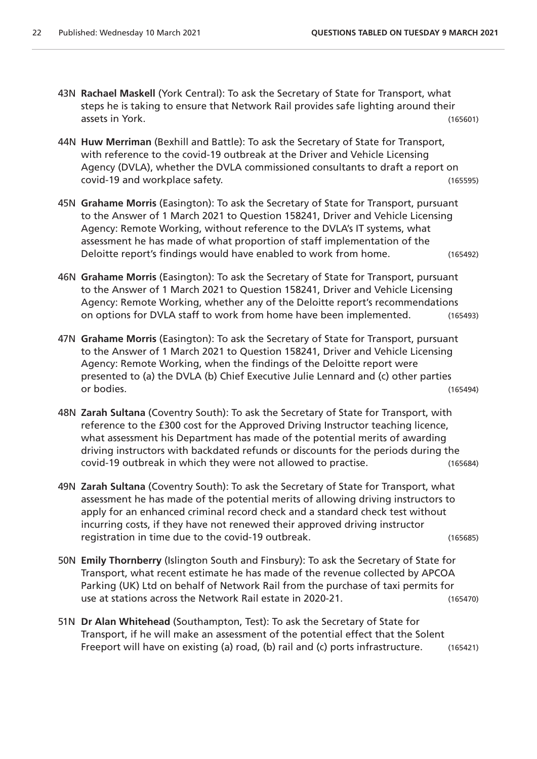43N **Rachael Maskell** (York Central): To ask the Secretary of State for Transport, what steps he is taking to ensure that Network Rail provides safe lighting around their assets in York. (165601)

44N **Huw Merriman** (Bexhill and Battle): To ask the Secretary of State for Transport, with reference to the covid-19 outbreak at the Driver and Vehicle Licensing Agency (DVLA), whether the DVLA commissioned consultants to draft a report on covid-19 and workplace safety. (165595)

45N **Grahame Morris** (Easington): To ask the Secretary of State for Transport, pursuant to the Answer of 1 March 2021 to Question 158241, Driver and Vehicle Licensing Agency: Remote Working, without reference to the DVLA's IT systems, what assessment he has made of what proportion of staff implementation of the Deloitte report's findings would have enabled to work from home. (165492)

46N **Grahame Morris** (Easington): To ask the Secretary of State for Transport, pursuant to the Answer of 1 March 2021 to Question 158241, Driver and Vehicle Licensing Agency: Remote Working, whether any of the Deloitte report's recommendations on options for DVLA staff to work from home have been implemented. (165493)

47N **Grahame Morris** (Easington): To ask the Secretary of State for Transport, pursuant to the Answer of 1 March 2021 to Question 158241, Driver and Vehicle Licensing Agency: Remote Working, when the findings of the Deloitte report were presented to (a) the DVLA (b) Chief Executive Julie Lennard and (c) other parties or bodies. (165494)

48N **Zarah Sultana** (Coventry South): To ask the Secretary of State for Transport, with reference to the £300 cost for the Approved Driving Instructor teaching licence, what assessment his Department has made of the potential merits of awarding driving instructors with backdated refunds or discounts for the periods during the covid-19 outbreak in which they were not allowed to practise. (165684)

49N **Zarah Sultana** (Coventry South): To ask the Secretary of State for Transport, what assessment he has made of the potential merits of allowing driving instructors to apply for an enhanced criminal record check and a standard check test without incurring costs, if they have not renewed their approved driving instructor registration in time due to the covid-19 outbreak. (165685)

50N **Emily Thornberry** (Islington South and Finsbury): To ask the Secretary of State for Transport, what recent estimate he has made of the revenue collected by APCOA Parking (UK) Ltd on behalf of Network Rail from the purchase of taxi permits for use at stations across the Network Rail estate in 2020-21. (165470)

51N **Dr Alan Whitehead** (Southampton, Test): To ask the Secretary of State for Transport, if he will make an assessment of the potential effect that the Solent Freeport will have on existing (a) road, (b) rail and (c) ports infrastructure. (165421)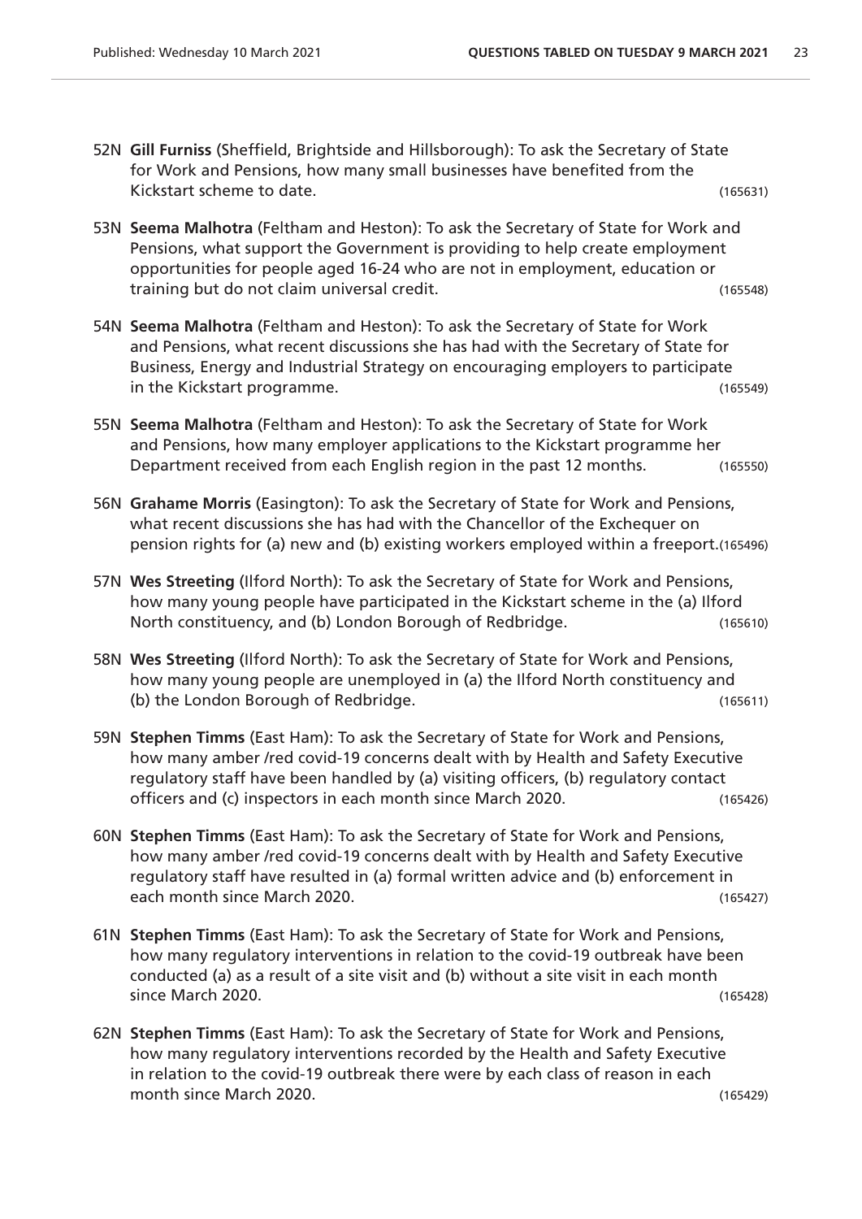52N **Gill Furniss** (Sheffield, Brightside and Hillsborough): To ask the Secretary of State for Work and Pensions, how many small businesses have benefited from the Kickstart scheme to date. (165631)

53N **Seema Malhotra** (Feltham and Heston): To ask the Secretary of State for Work and Pensions, what support the Government is providing to help create employment opportunities for people aged 16-24 who are not in employment, education or training but do not claim universal credit. (165548)

54N **Seema Malhotra** (Feltham and Heston): To ask the Secretary of State for Work and Pensions, what recent discussions she has had with the Secretary of State for Business, Energy and Industrial Strategy on encouraging employers to participate in the Kickstart programme. (165549)

55N **Seema Malhotra** (Feltham and Heston): To ask the Secretary of State for Work and Pensions, how many employer applications to the Kickstart programme her Department received from each English region in the past 12 months. (165550)

56N **Grahame Morris** (Easington): To ask the Secretary of State for Work and Pensions, what recent discussions she has had with the Chancellor of the Exchequer on pension rights for (a) new and (b) existing workers employed within a freeport. (165496)

57N **Wes Streeting** (Ilford North): To ask the Secretary of State for Work and Pensions, how many young people have participated in the Kickstart scheme in the (a) Ilford North constituency, and (b) London Borough of Redbridge. (165610)

58N **Wes Streeting** (Ilford North): To ask the Secretary of State for Work and Pensions, how many young people are unemployed in (a) the Ilford North constituency and (b) the London Borough of Redbridge. (165611)

59N **Stephen Timms** (East Ham): To ask the Secretary of State for Work and Pensions, how many amber /red covid-19 concerns dealt with by Health and Safety Executive regulatory staff have been handled by (a) visiting officers, (b) regulatory contact officers and (c) inspectors in each month since March 2020. (165426)

60N **Stephen Timms** (East Ham): To ask the Secretary of State for Work and Pensions, how many amber /red covid-19 concerns dealt with by Health and Safety Executive regulatory staff have resulted in (a) formal written advice and (b) enforcement in each month since March 2020. (165427)

61N **Stephen Timms** (East Ham): To ask the Secretary of State for Work and Pensions, how many regulatory interventions in relation to the covid-19 outbreak have been conducted (a) as a result of a site visit and (b) without a site visit in each month since March 2020. (165428)

62N **Stephen Timms** (East Ham): To ask the Secretary of State for Work and Pensions, how many regulatory interventions recorded by the Health and Safety Executive in relation to the covid-19 outbreak there were by each class of reason in each month since March 2020. (165429)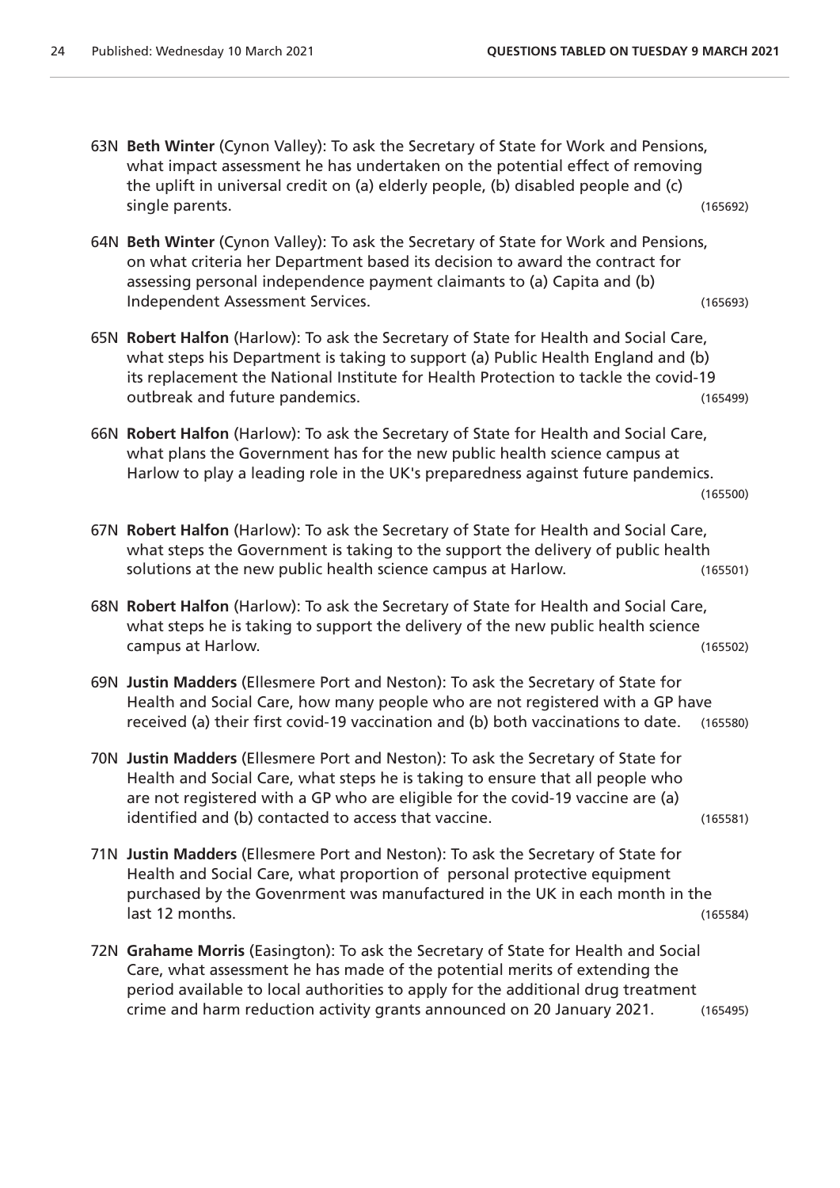63N **Beth Winter** (Cynon Valley): To ask the Secretary of State for Work and Pensions, what impact assessment he has undertaken on the potential effect of removing the uplift in universal credit on (a) elderly people, (b) disabled people and (c) single parents. (165692)

64N **Beth Winter** (Cynon Valley): To ask the Secretary of State for Work and Pensions, on what criteria her Department based its decision to award the contract for assessing personal independence payment claimants to (a) Capita and (b) Independent Assessment Services. (165693)

65N **Robert Halfon** (Harlow): To ask the Secretary of State for Health and Social Care, what steps his Department is taking to support (a) Public Health England and (b) its replacement the National Institute for Health Protection to tackle the covid-19 outbreak and future pandemics. (165499)

66N **Robert Halfon** (Harlow): To ask the Secretary of State for Health and Social Care, what plans the Government has for the new public health science campus at Harlow to play a leading role in the UK's preparedness against future pandemics. (165500)

67N **Robert Halfon** (Harlow): To ask the Secretary of State for Health and Social Care, what steps the Government is taking to the support the delivery of public health solutions at the new public health science campus at Harlow. (165501)

68N **Robert Halfon** (Harlow): To ask the Secretary of State for Health and Social Care, what steps he is taking to support the delivery of the new public health science campus at Harlow. (165502)

69N **Justin Madders** (Ellesmere Port and Neston): To ask the Secretary of State for Health and Social Care, how many people who are not registered with a GP have received (a) their first covid-19 vaccination and (b) both vaccinations to date. (165580)

70N **Justin Madders** (Ellesmere Port and Neston): To ask the Secretary of State for Health and Social Care, what steps he is taking to ensure that all people who are not registered with a GP who are eligible for the covid-19 vaccine are (a) identified and (b) contacted to access that vaccine. (165581)

71N **Justin Madders** (Ellesmere Port and Neston): To ask the Secretary of State for Health and Social Care, what proportion of personal protective equipment purchased by the Govenrment was manufactured in the UK in each month in the last 12 months. (165584)

72N **Grahame Morris** (Easington): To ask the Secretary of State for Health and Social Care, what assessment he has made of the potential merits of extending the period available to local authorities to apply for the additional drug treatment crime and harm reduction activity grants announced on 20 January 2021. (165495)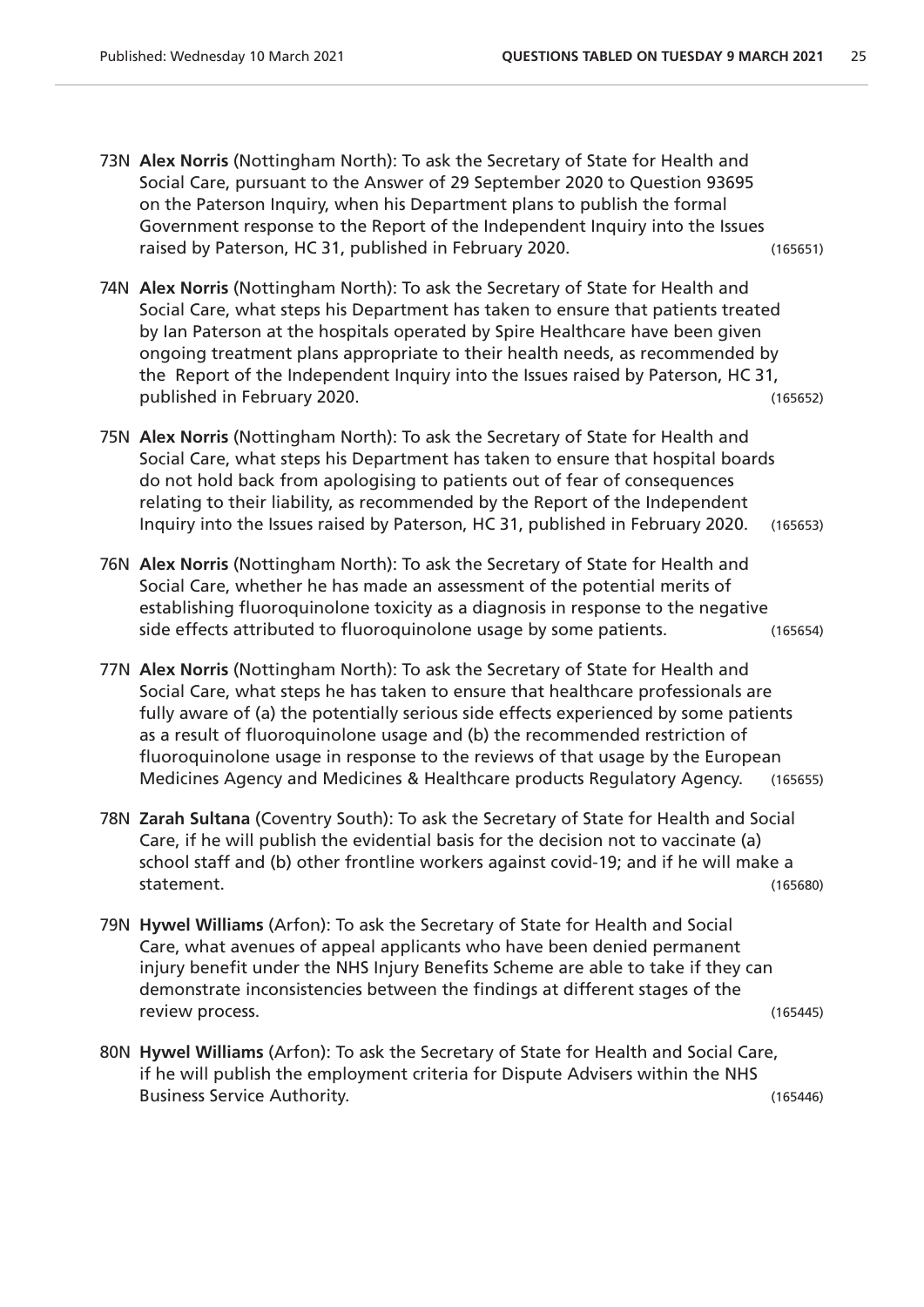73N **Alex Norris** (Nottingham North): To ask the Secretary of State for Health and Social Care, pursuant to the Answer of 29 September 2020 to Question 93695 on the Paterson Inquiry, when his Department plans to publish the formal Government response to the Report of the Independent Inquiry into the Issues raised by Paterson, HC 31, published in February 2020. (165651)

74N **Alex Norris** (Nottingham North): To ask the Secretary of State for Health and Social Care, what steps his Department has taken to ensure that patients treated by Ian Paterson at the hospitals operated by Spire Healthcare have been given ongoing treatment plans appropriate to their health needs, as recommended by the Report of the Independent Inquiry into the Issues raised by Paterson, HC 31, published in February 2020. (165652)

75N **Alex Norris** (Nottingham North): To ask the Secretary of State for Health and Social Care, what steps his Department has taken to ensure that hospital boards do not hold back from apologising to patients out of fear of consequences relating to their liability, as recommended by the Report of the Independent Inquiry into the Issues raised by Paterson, HC 31, published in February 2020. (165653)

76N **Alex Norris** (Nottingham North): To ask the Secretary of State for Health and Social Care, whether he has made an assessment of the potential merits of establishing fluoroquinolone toxicity as a diagnosis in response to the negative side effects attributed to fluoroquinolone usage by some patients. (165654)

77N **Alex Norris** (Nottingham North): To ask the Secretary of State for Health and Social Care, what steps he has taken to ensure that healthcare professionals are fully aware of (a) the potentially serious side effects experienced by some patients as a result of fluoroquinolone usage and (b) the recommended restriction of fluoroquinolone usage in response to the reviews of that usage by the European Medicines Agency and Medicines & Healthcare products Regulatory Agency. (165655)

78N **Zarah Sultana** (Coventry South): To ask the Secretary of State for Health and Social Care, if he will publish the evidential basis for the decision not to vaccinate (a) school staff and (b) other frontline workers against covid-19; and if he will make a statement. (165680)

79N **Hywel Williams** (Arfon): To ask the Secretary of State for Health and Social Care, what avenues of appeal applicants who have been denied permanent injury benefit under the NHS Injury Benefits Scheme are able to take if they can demonstrate inconsistencies between the findings at different stages of the review process. (165445)

80N **Hywel Williams** (Arfon): To ask the Secretary of State for Health and Social Care, if he will publish the employment criteria for Dispute Advisers within the NHS Business Service Authority. (165446)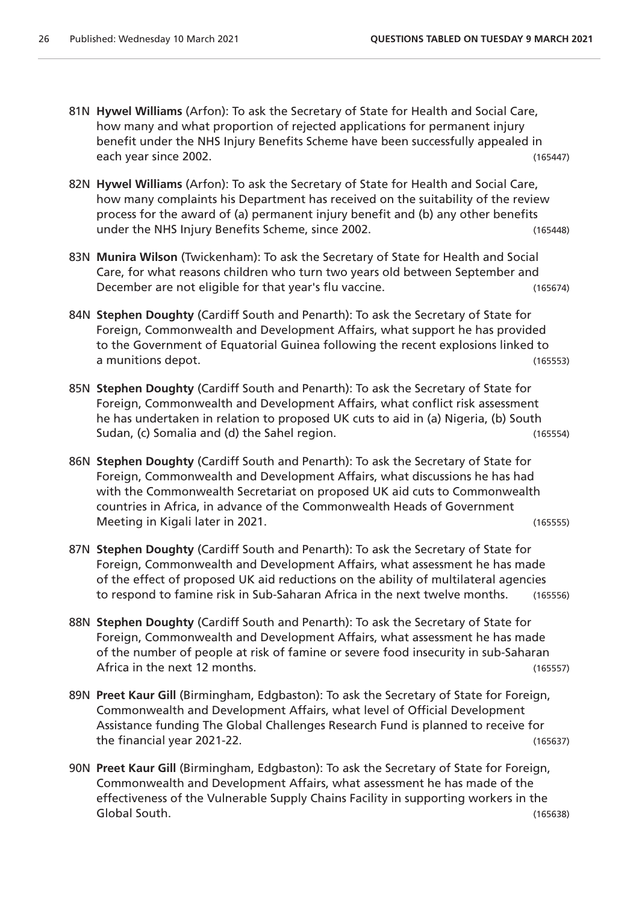81N **Hywel Williams** (Arfon): To ask the Secretary of State for Health and Social Care, how many and what proportion of rejected applications for permanent injury benefit under the NHS Injury Benefits Scheme have been successfully appealed in each year since 2002. (165447)

82N **Hywel Williams** (Arfon): To ask the Secretary of State for Health and Social Care, how many complaints his Department has received on the suitability of the review process for the award of (a) permanent injury benefit and (b) any other benefits under the NHS Injury Benefits Scheme, since 2002. (165448)

83N **Munira Wilson** (Twickenham): To ask the Secretary of State for Health and Social Care, for what reasons children who turn two years old between September and December are not eligible for that year's flu vaccine. (165674)

84N **Stephen Doughty** (Cardiff South and Penarth): To ask the Secretary of State for Foreign, Commonwealth and Development Affairs, what support he has provided to the Government of Equatorial Guinea following the recent explosions linked to a munitions depot. (165553)

85N **Stephen Doughty** (Cardiff South and Penarth): To ask the Secretary of State for Foreign, Commonwealth and Development Affairs, what conflict risk assessment he has undertaken in relation to proposed UK cuts to aid in (a) Nigeria, (b) South Sudan, (c) Somalia and (d) the Sahel region. (165554)

86N **Stephen Doughty** (Cardiff South and Penarth): To ask the Secretary of State for Foreign, Commonwealth and Development Affairs, what discussions he has had with the Commonwealth Secretariat on proposed UK aid cuts to Commonwealth countries in Africa, in advance of the Commonwealth Heads of Government Meeting in Kigali later in 2021. (165555)

87N **Stephen Doughty** (Cardiff South and Penarth): To ask the Secretary of State for Foreign, Commonwealth and Development Affairs, what assessment he has made of the effect of proposed UK aid reductions on the ability of multilateral agencies to respond to famine risk in Sub-Saharan Africa in the next twelve months. (165556)

88N **Stephen Doughty** (Cardiff South and Penarth): To ask the Secretary of State for Foreign, Commonwealth and Development Affairs, what assessment he has made of the number of people at risk of famine or severe food insecurity in sub-Saharan Africa in the next 12 months. (165557)

89N **Preet Kaur Gill** (Birmingham, Edgbaston): To ask the Secretary of State for Foreign, Commonwealth and Development Affairs, what level of Official Development Assistance funding The Global Challenges Research Fund is planned to receive for the financial year 2021-22. (165637)

90N **Preet Kaur Gill** (Birmingham, Edgbaston): To ask the Secretary of State for Foreign, Commonwealth and Development Affairs, what assessment he has made of the effectiveness of the Vulnerable Supply Chains Facility in supporting workers in the Global South. (165638)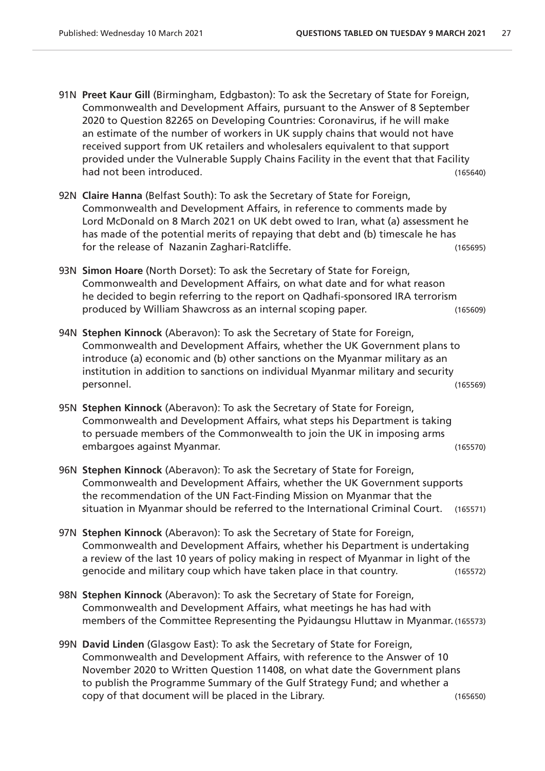91N **Preet Kaur Gill** (Birmingham, Edgbaston): To ask the Secretary of State for Foreign, Commonwealth and Development Affairs, pursuant to the Answer of 8 September 2020 to Question 82265 on Developing Countries: Coronavirus, if he will make an estimate of the number of workers in UK supply chains that would not have received support from UK retailers and wholesalers equivalent to that support provided under the Vulnerable Supply Chains Facility in the event that that Facility had not been introduced. (165640)

92N **Claire Hanna** (Belfast South): To ask the Secretary of State for Foreign, Commonwealth and Development Affairs, in reference to comments made by Lord McDonald on 8 March 2021 on UK debt owed to Iran, what (a) assessment he has made of the potential merits of repaying that debt and (b) timescale he has for the release of Nazanin Zaghari-Ratcliffe. (165695)

93N **Simon Hoare** (North Dorset): To ask the Secretary of State for Foreign, Commonwealth and Development Affairs, on what date and for what reason he decided to begin referring to the report on Qadhafi-sponsored IRA terrorism produced by William Shawcross as an internal scoping paper. (165609)

94N **Stephen Kinnock** (Aberavon): To ask the Secretary of State for Foreign, Commonwealth and Development Affairs, whether the UK Government plans to introduce (a) economic and (b) other sanctions on the Myanmar military as an institution in addition to sanctions on individual Myanmar military and security personnel. (165569)

95N **Stephen Kinnock** (Aberavon): To ask the Secretary of State for Foreign, Commonwealth and Development Affairs, what steps his Department is taking to persuade members of the Commonwealth to join the UK in imposing arms embargoes against Myanmar. (165570)

96N **Stephen Kinnock** (Aberavon): To ask the Secretary of State for Foreign, Commonwealth and Development Affairs, whether the UK Government supports the recommendation of the UN Fact-Finding Mission on Myanmar that the situation in Myanmar should be referred to the International Criminal Court. (165571)

97N **Stephen Kinnock** (Aberavon): To ask the Secretary of State for Foreign, Commonwealth and Development Affairs, whether his Department is undertaking a review of the last 10 years of policy making in respect of Myanmar in light of the genocide and military coup which have taken place in that country. (165572)

98N **Stephen Kinnock** (Aberavon): To ask the Secretary of State for Foreign, Commonwealth and Development Affairs, what meetings he has had with members of the Committee Representing the Pyidaungsu Hluttaw in Myanmar. (165573)

99N **David Linden** (Glasgow East): To ask the Secretary of State for Foreign, Commonwealth and Development Affairs, with reference to the Answer of 10 November 2020 to Written Question 11408, on what date the Government plans to publish the Programme Summary of the Gulf Strategy Fund; and whether a copy of that document will be placed in the Library. (165650)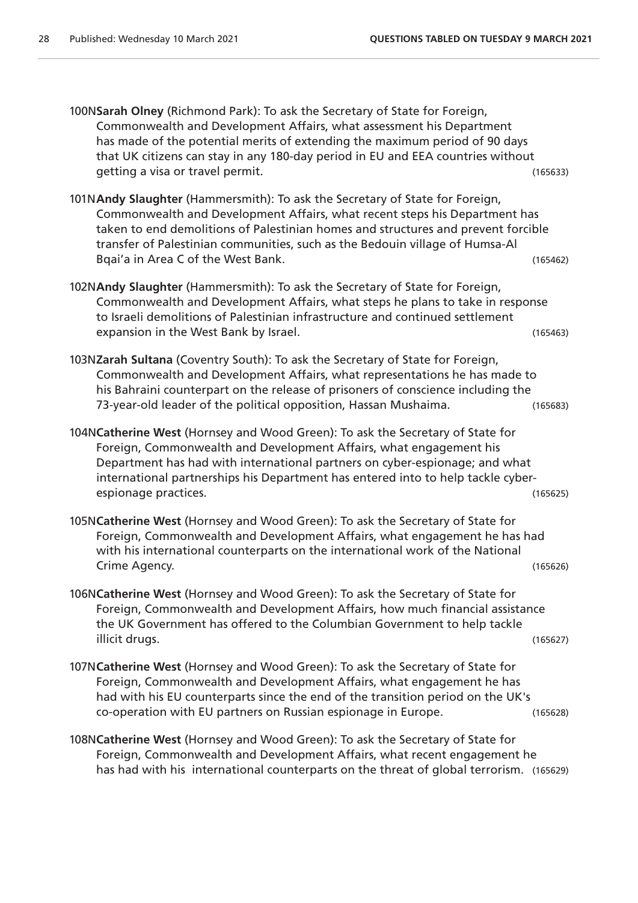100N**Sarah Olney** (Richmond Park): To ask the Secretary of State for Foreign, Commonwealth and Development Affairs, what assessment his Department has made of the potential merits of extending the maximum period of 90 days that UK citizens can stay in any 180-day period in EU and EEA countries without getting a visa or travel permit. (165633)

101N**Andy Slaughter** (Hammersmith): To ask the Secretary of State for Foreign, Commonwealth and Development Affairs, what recent steps his Department has taken to end demolitions of Palestinian homes and structures and prevent forcible transfer of Palestinian communities, such as the Bedouin village of Humsa-Al Bqai'a in Area C of the West Bank. (165462)

102N**Andy Slaughter** (Hammersmith): To ask the Secretary of State for Foreign, Commonwealth and Development Affairs, what steps he plans to take in response to Israeli demolitions of Palestinian infrastructure and continued settlement expansion in the West Bank by Israel. (165463)

103N**Zarah Sultana** (Coventry South): To ask the Secretary of State for Foreign, Commonwealth and Development Affairs, what representations he has made to his Bahraini counterpart on the release of prisoners of conscience including the 73-year-old leader of the political opposition, Hassan Mushaima. (165683)

104N**Catherine West** (Hornsey and Wood Green): To ask the Secretary of State for Foreign, Commonwealth and Development Affairs, what engagement his Department has had with international partners on cyber-espionage; and what international partnerships his Department has entered into to help tackle cyber-espionage practices. (165625)

105N**Catherine West** (Hornsey and Wood Green): To ask the Secretary of State for Foreign, Commonwealth and Development Affairs, what engagement he has had with his international counterparts on the international work of the National Crime Agency. (165626)

106N**Catherine West** (Hornsey and Wood Green): To ask the Secretary of State for Foreign, Commonwealth and Development Affairs, how much financial assistance the UK Government has offered to the Columbian Government to help tackle illicit drugs. (165627)

107N**Catherine West** (Hornsey and Wood Green): To ask the Secretary of State for Foreign, Commonwealth and Development Affairs, what engagement he has had with his EU counterparts since the end of the transition period on the UK's co-operation with EU partners on Russian espionage in Europe. (165628)

108N**Catherine West** (Hornsey and Wood Green): To ask the Secretary of State for Foreign, Commonwealth and Development Affairs, what recent engagement he has had with his international counterparts on the threat of global terrorism. (165629)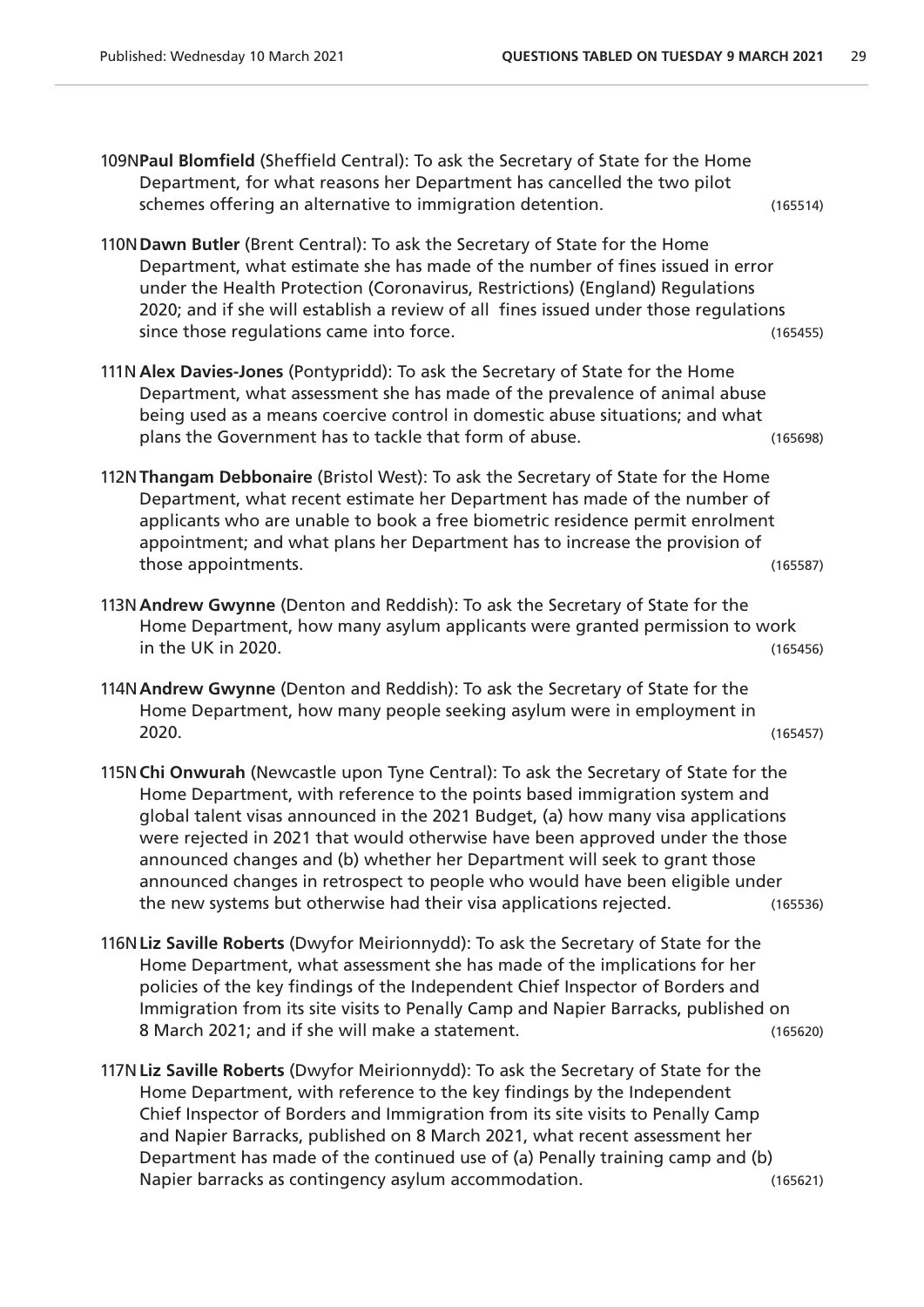109N **Paul Blomfield** (Sheffield Central): To ask the Secretary of State for the Home Department, for what reasons her Department has cancelled the two pilot schemes offering an alternative to immigration detention. (165514)

110N **Dawn Butler** (Brent Central): To ask the Secretary of State for the Home Department, what estimate she has made of the number of fines issued in error under the Health Protection (Coronavirus, Restrictions) (England) Regulations 2020; and if she will establish a review of all fines issued under those regulations since those regulations came into force. (165455)

111N **Alex Davies-Jones** (Pontypridd): To ask the Secretary of State for the Home Department, what assessment she has made of the prevalence of animal abuse being used as a means coercive control in domestic abuse situations; and what plans the Government has to tackle that form of abuse. (165698)

112N **Thangam Debbonaire** (Bristol West): To ask the Secretary of State for the Home Department, what recent estimate her Department has made of the number of applicants who are unable to book a free biometric residence permit enrolment appointment; and what plans her Department has to increase the provision of those appointments. (165587)

113N **Andrew Gwynne** (Denton and Reddish): To ask the Secretary of State for the Home Department, how many asylum applicants were granted permission to work in the UK in 2020. (165456)

114N **Andrew Gwynne** (Denton and Reddish): To ask the Secretary of State for the Home Department, how many people seeking asylum were in employment in 2020. (165457)

115N **Chi Onwurah** (Newcastle upon Tyne Central): To ask the Secretary of State for the Home Department, with reference to the points based immigration system and global talent visas announced in the 2021 Budget, (a) how many visa applications were rejected in 2021 that would otherwise have been approved under the those announced changes and (b) whether her Department will seek to grant those announced changes in retrospect to people who would have been eligible under the new systems but otherwise had their visa applications rejected. (165536)

116N **Liz Saville Roberts** (Dwyfor Meirionnydd): To ask the Secretary of State for the Home Department, what assessment she has made of the implications for her policies of the key findings of the Independent Chief Inspector of Borders and Immigration from its site visits to Penally Camp and Napier Barracks, published on 8 March 2021; and if she will make a statement. (165620)

117N **Liz Saville Roberts** (Dwyfor Meirionnydd): To ask the Secretary of State for the Home Department, with reference to the key findings by the Independent Chief Inspector of Borders and Immigration from its site visits to Penally Camp and Napier Barracks, published on 8 March 2021, what recent assessment her Department has made of the continued use of (a) Penally training camp and (b) Napier barracks as contingency asylum accommodation. (165621)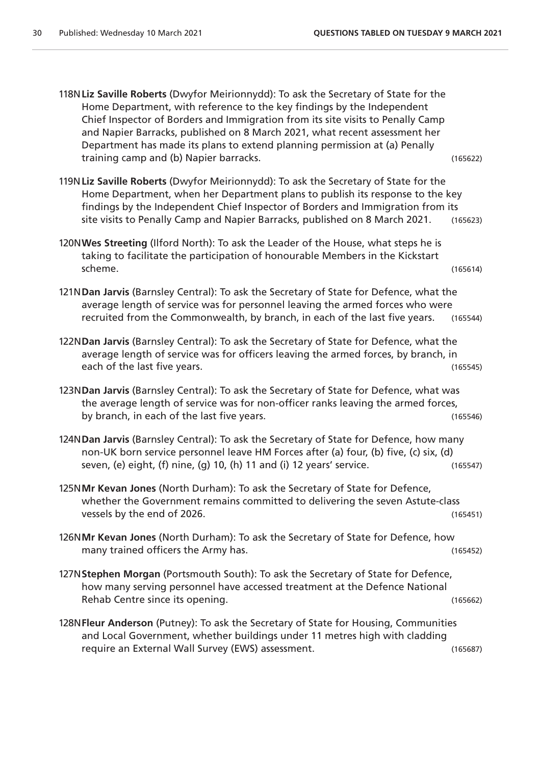118N **Liz Saville Roberts** (Dwyfor Meirionnydd): To ask the Secretary of State for the Home Department, with reference to the key findings by the Independent Chief Inspector of Borders and Immigration from its site visits to Penally Camp and Napier Barracks, published on 8 March 2021, what recent assessment her Department has made its plans to extend planning permission at (a) Penally training camp and (b) Napier barracks. (165622)

119N **Liz Saville Roberts** (Dwyfor Meirionnydd): To ask the Secretary of State for the Home Department, when her Department plans to publish its response to the key findings by the Independent Chief Inspector of Borders and Immigration from its site visits to Penally Camp and Napier Barracks, published on 8 March 2021. (165623)

120N **Wes Streeting** (Ilford North): To ask the Leader of the House, what steps he is taking to facilitate the participation of honourable Members in the Kickstart scheme. (165614)

121N **Dan Jarvis** (Barnsley Central): To ask the Secretary of State for Defence, what the average length of service was for personnel leaving the armed forces who were recruited from the Commonwealth, by branch, in each of the last five years. (165544)

122N **Dan Jarvis** (Barnsley Central): To ask the Secretary of State for Defence, what the average length of service was for officers leaving the armed forces, by branch, in each of the last five years. (165545)

123N **Dan Jarvis** (Barnsley Central): To ask the Secretary of State for Defence, what was the average length of service was for non-officer ranks leaving the armed forces, by branch, in each of the last five years. (165546)

124N **Dan Jarvis** (Barnsley Central): To ask the Secretary of State for Defence, how many non-UK born service personnel leave HM Forces after (a) four, (b) five, (c) six, (d) seven, (e) eight, (f) nine, (g) 10, (h) 11 and (i) 12 years' service. (165547)

125N **Mr Kevan Jones** (North Durham): To ask the Secretary of State for Defence, whether the Government remains committed to delivering the seven Astute-class vessels by the end of 2026. (165451)

126N **Mr Kevan Jones** (North Durham): To ask the Secretary of State for Defence, how many trained officers the Army has. (165452)

127N **Stephen Morgan** (Portsmouth South): To ask the Secretary of State for Defence, how many serving personnel have accessed treatment at the Defence National Rehab Centre since its opening. (165662)

128N **Fleur Anderson** (Putney): To ask the Secretary of State for Housing, Communities and Local Government, whether buildings under 11 metres high with cladding require an External Wall Survey (EWS) assessment. (165687)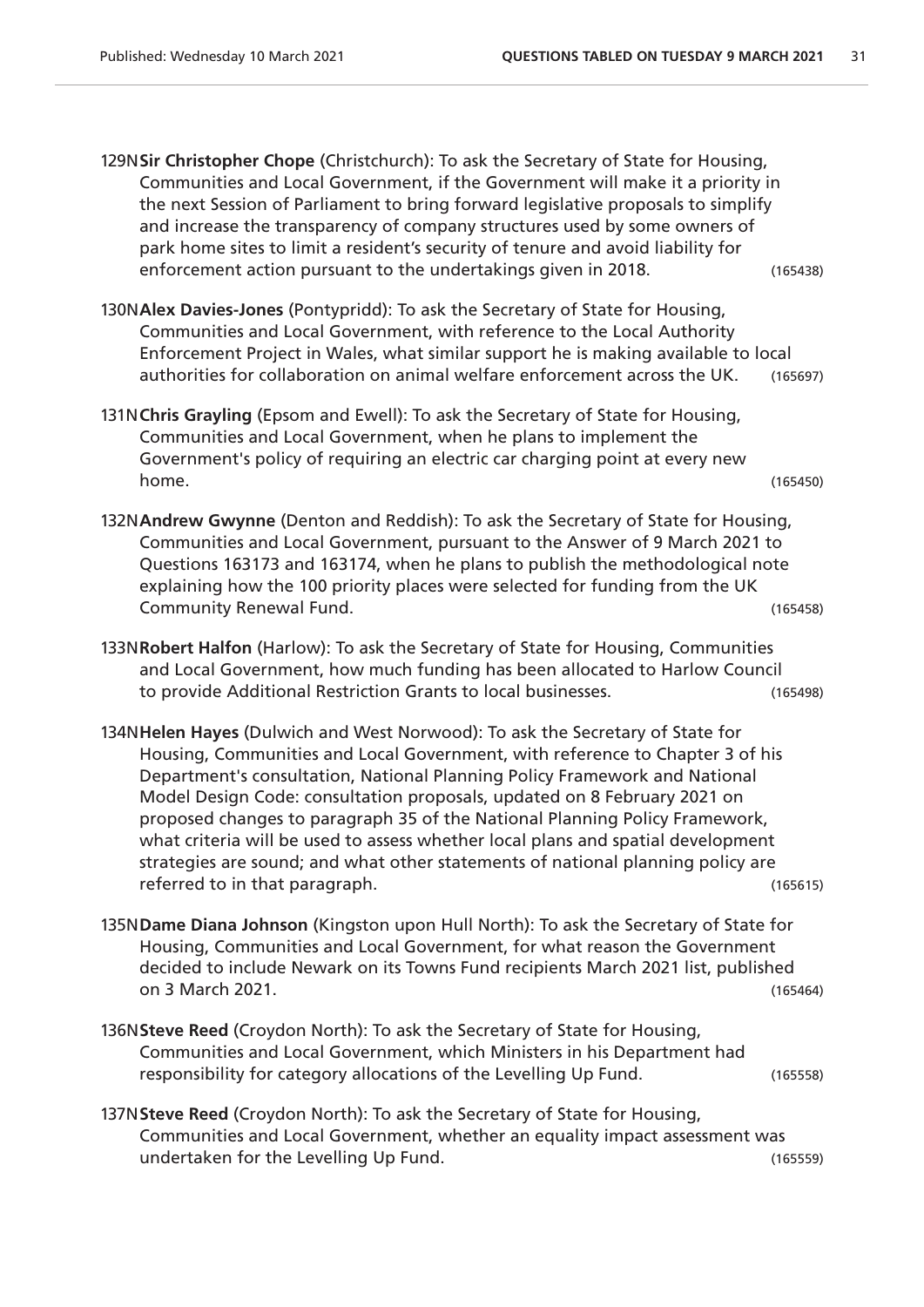129N**Sir Christopher Chope** (Christchurch): To ask the Secretary of State for Housing, Communities and Local Government, if the Government will make it a priority in the next Session of Parliament to bring forward legislative proposals to simplify and increase the transparency of company structures used by some owners of park home sites to limit a resident's security of tenure and avoid liability for enforcement action pursuant to the undertakings given in 2018. (165438)

130N**Alex Davies-Jones** (Pontypridd): To ask the Secretary of State for Housing, Communities and Local Government, with reference to the Local Authority Enforcement Project in Wales, what similar support he is making available to local authorities for collaboration on animal welfare enforcement across the UK. (165697)

131N**Chris Grayling** (Epsom and Ewell): To ask the Secretary of State for Housing, Communities and Local Government, when he plans to implement the Government's policy of requiring an electric car charging point at every new home. (165450)

132N**Andrew Gwynne** (Denton and Reddish): To ask the Secretary of State for Housing, Communities and Local Government, pursuant to the Answer of 9 March 2021 to Questions 163173 and 163174, when he plans to publish the methodological note explaining how the 100 priority places were selected for funding from the UK Community Renewal Fund. (165458)

133N**Robert Halfon** (Harlow): To ask the Secretary of State for Housing, Communities and Local Government, how much funding has been allocated to Harlow Council to provide Additional Restriction Grants to local businesses. (165498)

134N**Helen Hayes** (Dulwich and West Norwood): To ask the Secretary of State for Housing, Communities and Local Government, with reference to Chapter 3 of his Department's consultation, National Planning Policy Framework and National Model Design Code: consultation proposals, updated on 8 February 2021 on proposed changes to paragraph 35 of the National Planning Policy Framework, what criteria will be used to assess whether local plans and spatial development strategies are sound; and what other statements of national planning policy are referred to in that paragraph. (165615)

135N**Dame Diana Johnson** (Kingston upon Hull North): To ask the Secretary of State for Housing, Communities and Local Government, for what reason the Government decided to include Newark on its Towns Fund recipients March 2021 list, published on 3 March 2021. (165464)

136N**Steve Reed** (Croydon North): To ask the Secretary of State for Housing, Communities and Local Government, which Ministers in his Department had responsibility for category allocations of the Levelling Up Fund. (165558)

137N**Steve Reed** (Croydon North): To ask the Secretary of State for Housing, Communities and Local Government, whether an equality impact assessment was undertaken for the Levelling Up Fund. (165559)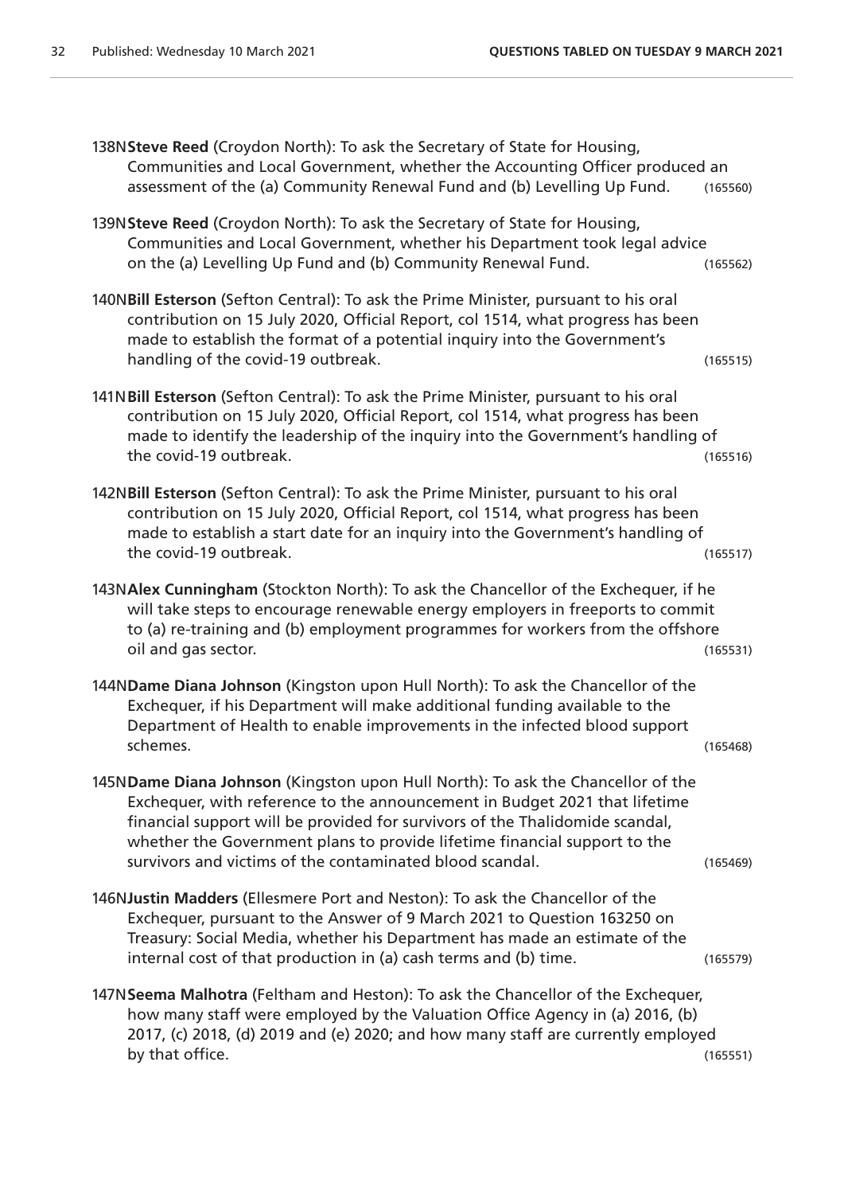138N**Steve Reed** (Croydon North): To ask the Secretary of State for Housing, Communities and Local Government, whether the Accounting Officer produced an assessment of the (a) Community Renewal Fund and (b) Levelling Up Fund. (165560)

139N**Steve Reed** (Croydon North): To ask the Secretary of State for Housing, Communities and Local Government, whether his Department took legal advice on the (a) Levelling Up Fund and (b) Community Renewal Fund. (165562)

140N**Bill Esterson** (Sefton Central): To ask the Prime Minister, pursuant to his oral contribution on 15 July 2020, Official Report, col 1514, what progress has been made to establish the format of a potential inquiry into the Government's handling of the covid-19 outbreak. (165515)

141N**Bill Esterson** (Sefton Central): To ask the Prime Minister, pursuant to his oral contribution on 15 July 2020, Official Report, col 1514, what progress has been made to identify the leadership of the inquiry into the Government's handling of the covid-19 outbreak. (165516)

142N**Bill Esterson** (Sefton Central): To ask the Prime Minister, pursuant to his oral contribution on 15 July 2020, Official Report, col 1514, what progress has been made to establish a start date for an inquiry into the Government's handling of the covid-19 outbreak. (165517)

143N**Alex Cunningham** (Stockton North): To ask the Chancellor of the Exchequer, if he will take steps to encourage renewable energy employers in freeports to commit to (a) re-training and (b) employment programmes for workers from the offshore oil and gas sector. (165531)

144N**Dame Diana Johnson** (Kingston upon Hull North): To ask the Chancellor of the Exchequer, if his Department will make additional funding available to the Department of Health to enable improvements in the infected blood support schemes. (165468)

145N**Dame Diana Johnson** (Kingston upon Hull North): To ask the Chancellor of the Exchequer, with reference to the announcement in Budget 2021 that lifetime financial support will be provided for survivors of the Thalidomide scandal, whether the Government plans to provide lifetime financial support to the survivors and victims of the contaminated blood scandal. (165469)

146N**Justin Madders** (Ellesmere Port and Neston): To ask the Chancellor of the Exchequer, pursuant to the Answer of 9 March 2021 to Question 163250 on Treasury: Social Media, whether his Department has made an estimate of the internal cost of that production in (a) cash terms and (b) time. (165579)

147N**Seema Malhotra** (Feltham and Heston): To ask the Chancellor of the Exchequer, how many staff were employed by the Valuation Office Agency in (a) 2016, (b) 2017, (c) 2018, (d) 2019 and (e) 2020; and how many staff are currently employed by that office. (165551)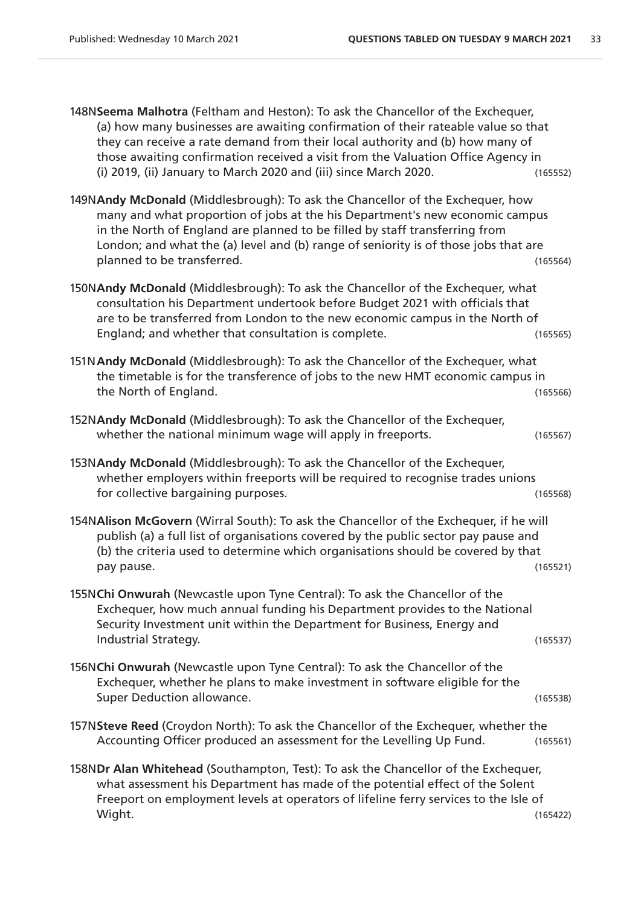148N**Seema Malhotra** (Feltham and Heston): To ask the Chancellor of the Exchequer, (a) how many businesses are awaiting confirmation of their rateable value so that they can receive a rate demand from their local authority and (b) how many of those awaiting confirmation received a visit from the Valuation Office Agency in (i) 2019, (ii) January to March 2020 and (iii) since March 2020. (165552)

149N**Andy McDonald** (Middlesbrough): To ask the Chancellor of the Exchequer, how many and what proportion of jobs at the his Department's new economic campus in the North of England are planned to be filled by staff transferring from London; and what the (a) level and (b) range of seniority is of those jobs that are planned to be transferred. (165564)

150N**Andy McDonald** (Middlesbrough): To ask the Chancellor of the Exchequer, what consultation his Department undertook before Budget 2021 with officials that are to be transferred from London to the new economic campus in the North of England; and whether that consultation is complete. (165565)

151N**Andy McDonald** (Middlesbrough): To ask the Chancellor of the Exchequer, what the timetable is for the transference of jobs to the new HMT economic campus in the North of England. (165566)

152N**Andy McDonald** (Middlesbrough): To ask the Chancellor of the Exchequer, whether the national minimum wage will apply in freeports. (165567)

153N**Andy McDonald** (Middlesbrough): To ask the Chancellor of the Exchequer, whether employers within freeports will be required to recognise trades unions for collective bargaining purposes. (165568)

154N**Alison McGovern** (Wirral South): To ask the Chancellor of the Exchequer, if he will publish (a) a full list of organisations covered by the public sector pay pause and (b) the criteria used to determine which organisations should be covered by that pay pause. (165521)

155N**Chi Onwurah** (Newcastle upon Tyne Central): To ask the Chancellor of the Exchequer, how much annual funding his Department provides to the National Security Investment unit within the Department for Business, Energy and Industrial Strategy. (165537)

156N**Chi Onwurah** (Newcastle upon Tyne Central): To ask the Chancellor of the Exchequer, whether he plans to make investment in software eligible for the Super Deduction allowance. (165538)

157N**Steve Reed** (Croydon North): To ask the Chancellor of the Exchequer, whether the Accounting Officer produced an assessment for the Levelling Up Fund. (165561)

158N**Dr Alan Whitehead** (Southampton, Test): To ask the Chancellor of the Exchequer, what assessment his Department has made of the potential effect of the Solent Freeport on employment levels at operators of lifeline ferry services to the Isle of Wight. (165422)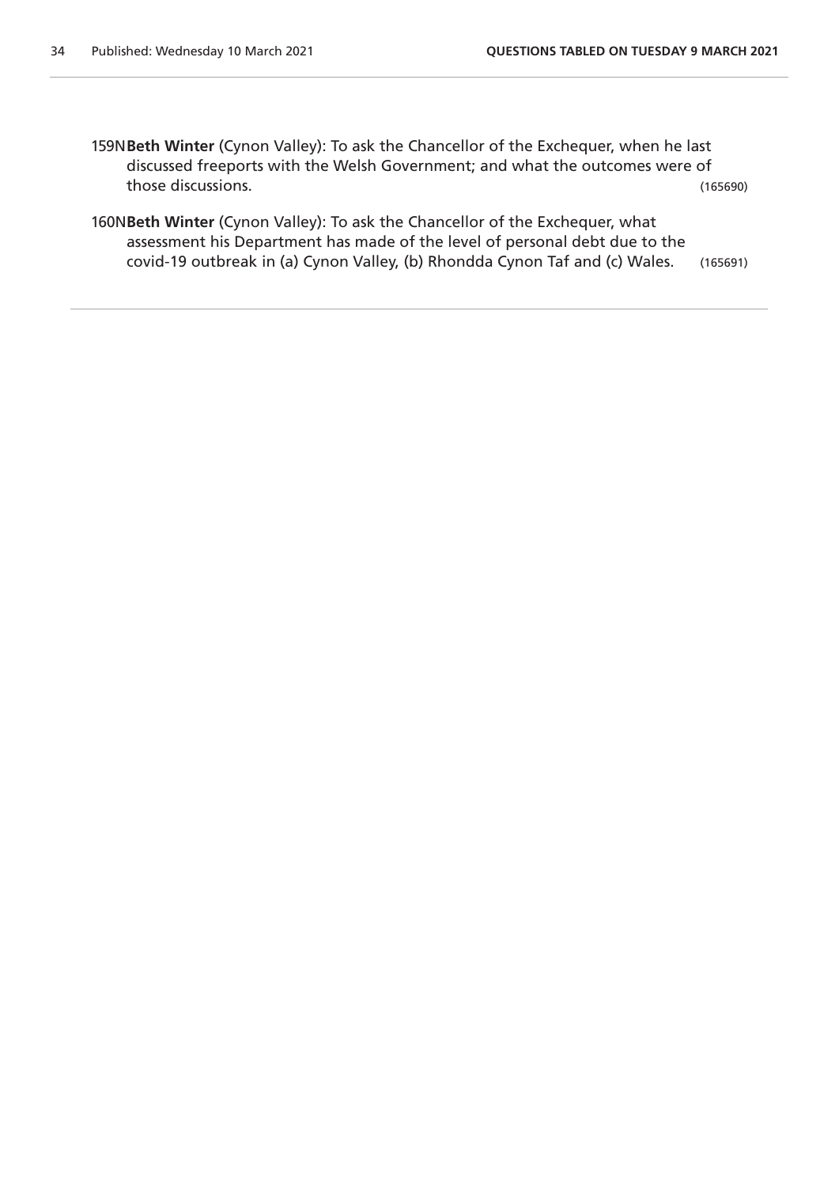159N **Beth Winter** (Cynon Valley): To ask the Chancellor of the Exchequer, when he last discussed freeports with the Welsh Government; and what the outcomes were of those discussions. (165690)

160N **Beth Winter** (Cynon Valley): To ask the Chancellor of the Exchequer, what assessment his Department has made of the level of personal debt due to the covid-19 outbreak in (a) Cynon Valley, (b) Rhondda Cynon Taf and (c) Wales. (165691)